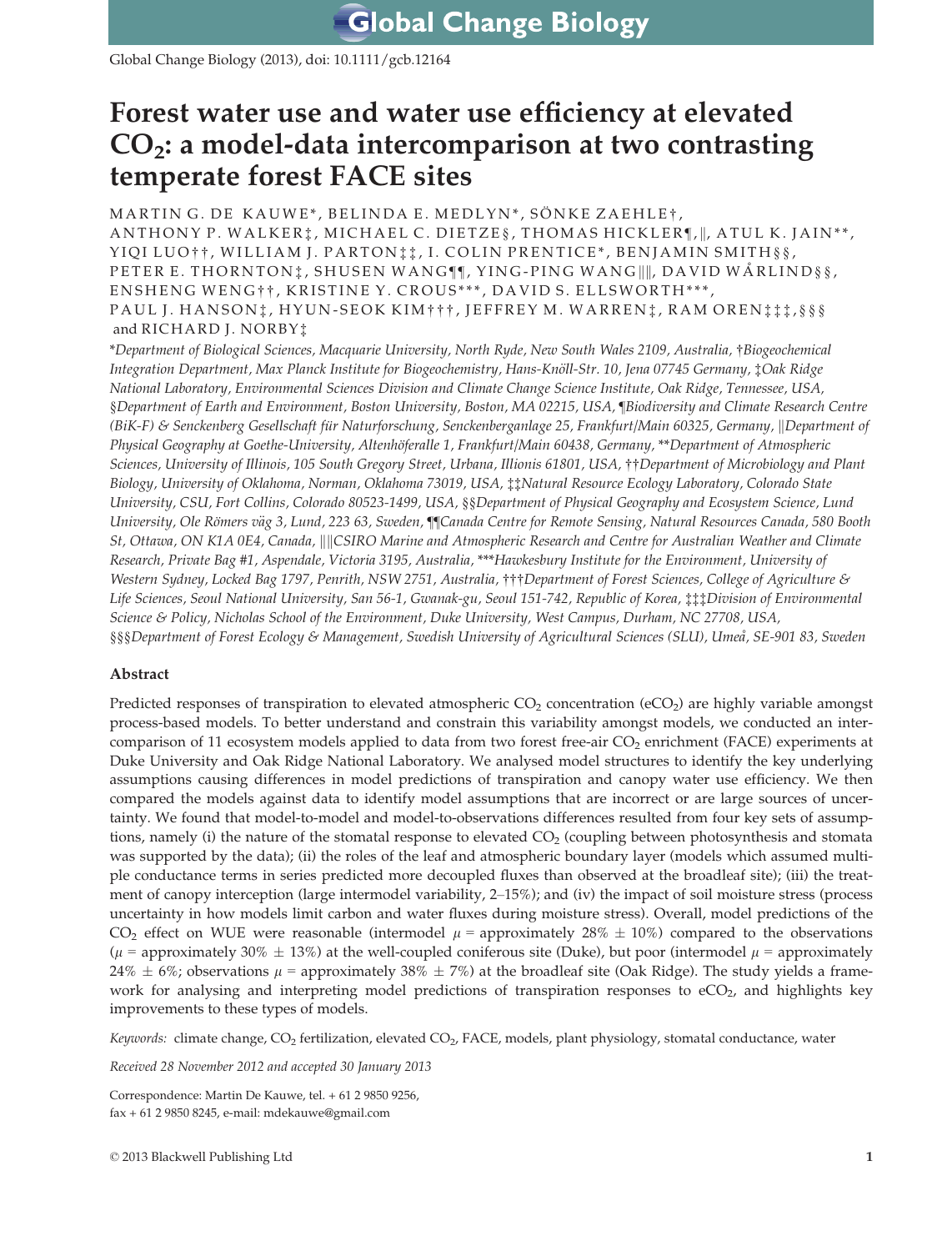# Forest water use and water use efficiency at elevated $CO_2$: a model-data intercomparison at two contrasting temperate forest FACE sites

MARTIN G. DE KAUWE*, BELINDA E. MEDLYN*, SÖNKE ZAEHLE†, ANTHONY P. WALKER‡, MICHAEL C. DIETZE§, THOMAS HICKLER¶,‖, ATUL K. JAIN**, YIQI LUO††, WILLIAM J. PARTON‡‡, I. COLIN PRENTICE*, BENJAMIN SMITH§§, PETER E. THORNTON‡, SHUSEN WANG¶¶, YING-PING WANG‖‖, DAVID WÅRLIND§§, ENSHENG WENG††, KRISTINE Y. CROUS***, DAVID S. ELLSWORTH***, PAUL J. HANSON‡, HYUN-SEOK KIM†††, JEFFREY M. WARREN‡, RAM OREN‡‡‡,§§§ and RICHARD J. NORBY‡

*Department of Biological Sciences, Macquarie University, North Ryde, New South Wales 2109, Australia, †Biogeochemical Integration Department, Max Planck Institute for Biogeochemistry, Hans-Knöll-Str. 10, Jena 07745 Germany, ‡Oak Ridge National Laboratory, Environmental Sciences Division and Climate Change Science Institute, Oak Ridge, Tennessee, USA, §Department of Earth and Environment, Boston University, Boston, MA 02215, USA, ¶Biodiversity and Climate Research Centre (BiK-F) & Senckenberg Gesellschaft für Naturforschung, Senckenberganlage 25, Frankfurt/Main 60325, Germany, ‖Department of Physical Geography at Goethe-University, Altenhöferalle 1, Frankfurt/Main 60438, Germany, **Department of Atmospheric Sciences, University of Illinois, 105 South Gregory Street, Urbana, Illionis 61801, USA, ††Department of Microbiology and Plant Biology, University of Oklahoma, Norman, Oklahoma 73019, USA, ‡‡Natural Resource Ecology Laboratory, Colorado State University, CSU, Fort Collins, Colorado 80523-1499, USA, §§Department of Physical Geography and Ecosystem Science, Lund University, Ole Römers väg 3, Lund, 223 63, Sweden, ¶¶Canada Centre for Remote Sensing, Natural Resources Canada, 580 Booth St, Ottawa, ON K1A 0E4, Canada, ‖‖CSIRO Marine and Atmospheric Research and Centre for Australian Weather and Climate Research, Private Bag #1, Aspendale, Victoria 3195, Australia, ***Hawkesbury Institute for the Environment, University of Western Sydney, Locked Bag 1797, Penrith, NSW 2751, Australia, †††Department of Forest Sciences, College of Agriculture & Life Sciences, Seoul National University, San 56-1, Gwanak-gu, Seoul 151-742, Republic of Korea, ‡‡‡Division of Environmental Science & Policy, Nicholas School of the Environment, Duke University, West Campus, Durham, NC 27708, USA, §§§Department of Forest Ecology & Management, Swedish University of Agricultural Sciences (SLU), Umeå, SE-901 83, Sweden

## Abstract

Predicted responses of transpiration to elevated atmospheric $CO_2$ concentration ($eCO_2$) are highly variable amongst process-based models. To better understand and constrain this variability amongst models, we conducted an intercomparison of 11 ecosystem models applied to data from two forest free-air $CO_2$ enrichment (FACE) experiments at Duke University and Oak Ridge National Laboratory. We analysed model structures to identify the key underlying assumptions causing differences in model predictions of transpiration and canopy water use efficiency. We then compared the models against data to identify model assumptions that are incorrect or are large sources of uncertainty. We found that model-to-model and model-to-observations differences resulted from four key sets of assumptions, namely (i) the nature of the stomatal response to elevated $CO_2$ (coupling between photosynthesis and stomata was supported by the data); (ii) the roles of the leaf and atmospheric boundary layer (models which assumed multiple conductance terms in series predicted more decoupled fluxes than observed at the broadleaf site); (iii) the treatment of canopy interception (large intermodel variability, 2–15%); and (iv) the impact of soil moisture stress (process uncertainty in how models limit carbon and water fluxes during moisture stress). Overall, model predictions of the $CO_2$ effect on WUE were reasonable (intermodel $\mu$ = approximately 28% $\pm$ 10%) compared to the observations ($\mu$ = approximately 30% $\pm$ 13%) at the well-coupled coniferous site (Duke), but poor (intermodel $\mu$ = approximately 24% $\pm$ 6%; observations $\mu$ = approximately 38% $\pm$ 7%) at the broadleaf site (Oak Ridge). The study yields a framework for analysing and interpreting model predictions of transpiration responses to $eCO_2$, and highlights key improvements to these types of models.

*Keywords:* climate change, $CO_2$ fertilization, elevated $CO_2$, FACE, models, plant physiology, stomatal conductance, water

*Received 28 November 2012 and accepted 30 January 2013*

Correspondence: Martin De Kauwe, tel. + 61 2 9850 9256, fax + 61 2 9850 8245, e-mail: mdekauwe@gmail.com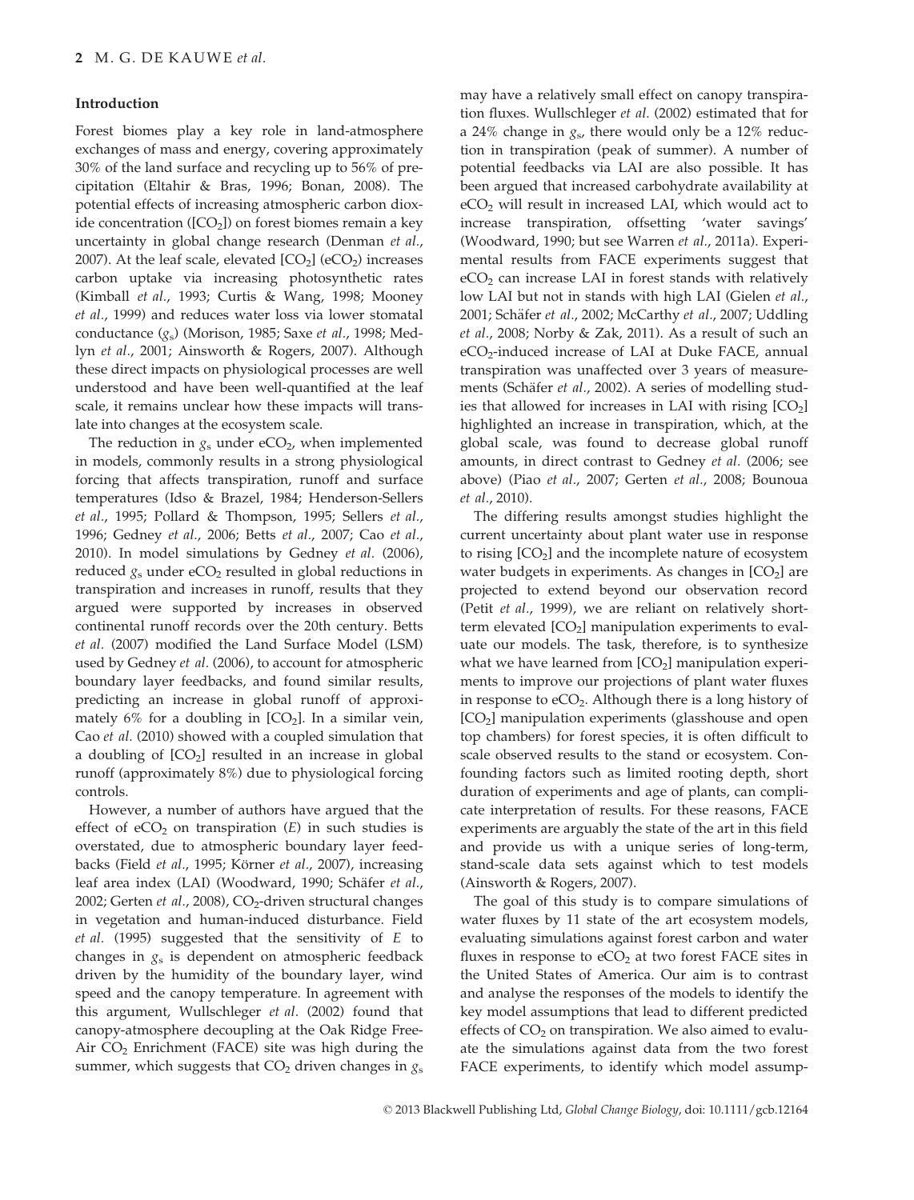## Introduction

Forest biomes play a key role in land-atmosphere exchanges of mass and energy, covering approximately 30% of the land surface and recycling up to 56% of precipitation (Eltahir & Bras, 1996; Bonan, 2008). The potential effects of increasing atmospheric carbon dioxide concentration ([$CO_2$]) on forest biomes remain a key uncertainty in global change research (Denman *et al.*, 2007). At the leaf scale, elevated [$CO_2$] (e$CO_2$) increases carbon uptake via increasing photosynthetic rates (Kimball *et al.*, 1993; Curtis & Wang, 1998; Mooney *et al.*, 1999) and reduces water loss via lower stomatal conductance ($g_s$) (Morison, 1985; Saxe *et al.*, 1998; Medlyn *et al.*, 2001; Ainsworth & Rogers, 2007). Although these direct impacts on physiological processes are well understood and have been well-quantified at the leaf scale, it remains unclear how these impacts will translate into changes at the ecosystem scale.

The reduction in $g_s$ under e$CO_2$, when implemented in models, commonly results in a strong physiological forcing that affects transpiration, runoff and surface temperatures (Idso & Brazel, 1984; Henderson-Sellers *et al.*, 1995; Pollard & Thompson, 1995; Sellers *et al.*, 1996; Gedney *et al.*, 2006; Betts *et al.*, 2007; Cao *et al.*, 2010). In model simulations by Gedney *et al.* (2006), reduced $g_s$ under e$CO_2$ resulted in global reductions in transpiration and increases in runoff, results that they argued were supported by increases in observed continental runoff records over the 20th century. Betts *et al.* (2007) modified the Land Surface Model (LSM) used by Gedney *et al.* (2006), to account for atmospheric boundary layer feedbacks, and found similar results, predicting an increase in global runoff of approximately 6% for a doubling in [$CO_2$]. In a similar vein, Cao *et al.* (2010) showed with a coupled simulation that a doubling of [$CO_2$] resulted in an increase in global runoff (approximately 8%) due to physiological forcing controls.

However, a number of authors have argued that the effect of e$CO_2$ on transpiration ($E$) in such studies is overstated, due to atmospheric boundary layer feedbacks (Field *et al.*, 1995; Körner *et al.*, 2007), increasing leaf area index (LAI) (Woodward, 1990; Schäfer *et al.*, 2002; Gerten *et al.*, 2008), $CO_2$-driven structural changes in vegetation and human-induced disturbance. Field *et al.* (1995) suggested that the sensitivity of $E$ to changes in $g_s$ is dependent on atmospheric feedback driven by the humidity of the boundary layer, wind speed and the canopy temperature. In agreement with this argument, Wullschleger *et al.* (2002) found that canopy-atmosphere decoupling at the Oak Ridge Free-Air $CO_2$ Enrichment (FACE) site was high during the summer, which suggests that $CO_2$ driven changes in $g_s$ may have a relatively small effect on canopy transpiration fluxes. Wullschleger *et al.* (2002) estimated that for a 24% change in $g_s$, there would only be a 12% reduction in transpiration (peak of summer). A number of potential feedbacks via LAI are also possible. It has been argued that increased carbohydrate availability at e$CO_2$ will result in increased LAI, which would act to increase transpiration, offsetting 'water savings' (Woodward, 1990; but see Warren *et al.*, 2011a). Experimental results from FACE experiments suggest that e$CO_2$ can increase LAI in forest stands with relatively low LAI but not in stands with high LAI (Gielen *et al.*, 2001; Schäfer *et al.*, 2002; McCarthy *et al.*, 2007; Uddling *et al.*, 2008; Norby & Zak, 2011). As a result of such an e$CO_2$-induced increase of LAI at Duke FACE, annual transpiration was unaffected over 3 years of measurements (Schäfer *et al.*, 2002). A series of modelling studies that allowed for increases in LAI with rising [$CO_2$] highlighted an increase in transpiration, which, at the global scale, was found to decrease global runoff amounts, in direct contrast to Gedney *et al.* (2006; see above) (Piao *et al.*, 2007; Gerten *et al.*, 2008; Bounoua *et al.*, 2010).

The differing results amongst studies highlight the current uncertainty about plant water use in response to rising [$CO_2$] and the incomplete nature of ecosystem water budgets in experiments. As changes in [$CO_2$] are projected to extend beyond our observation record (Petit *et al.*, 1999), we are reliant on relatively short-term elevated [$CO_2$] manipulation experiments to evaluate our models. The task, therefore, is to synthesize what we have learned from [$CO_2$] manipulation experiments to improve our projections of plant water fluxes in response to e$CO_2$. Although there is a long history of [$CO_2$] manipulation experiments (glasshouse and open top chambers) for forest species, it is often difficult to scale observed results to the stand or ecosystem. Confounding factors such as limited rooting depth, short duration of experiments and age of plants, can complicate interpretation of results. For these reasons, FACE experiments are arguably the state of the art in this field and provide us with a unique series of long-term, stand-scale data sets against which to test models (Ainsworth & Rogers, 2007).

The goal of this study is to compare simulations of water fluxes by 11 state of the art ecosystem models, evaluating simulations against forest carbon and water fluxes in response to e$CO_2$ at two forest FACE sites in the United States of America. Our aim is to contrast and analyse the responses of the models to identify the key model assumptions that lead to different predicted effects of $CO_2$ on transpiration. We also aimed to evaluate the simulations against data from the two forest FACE experiments, to identify which model assump-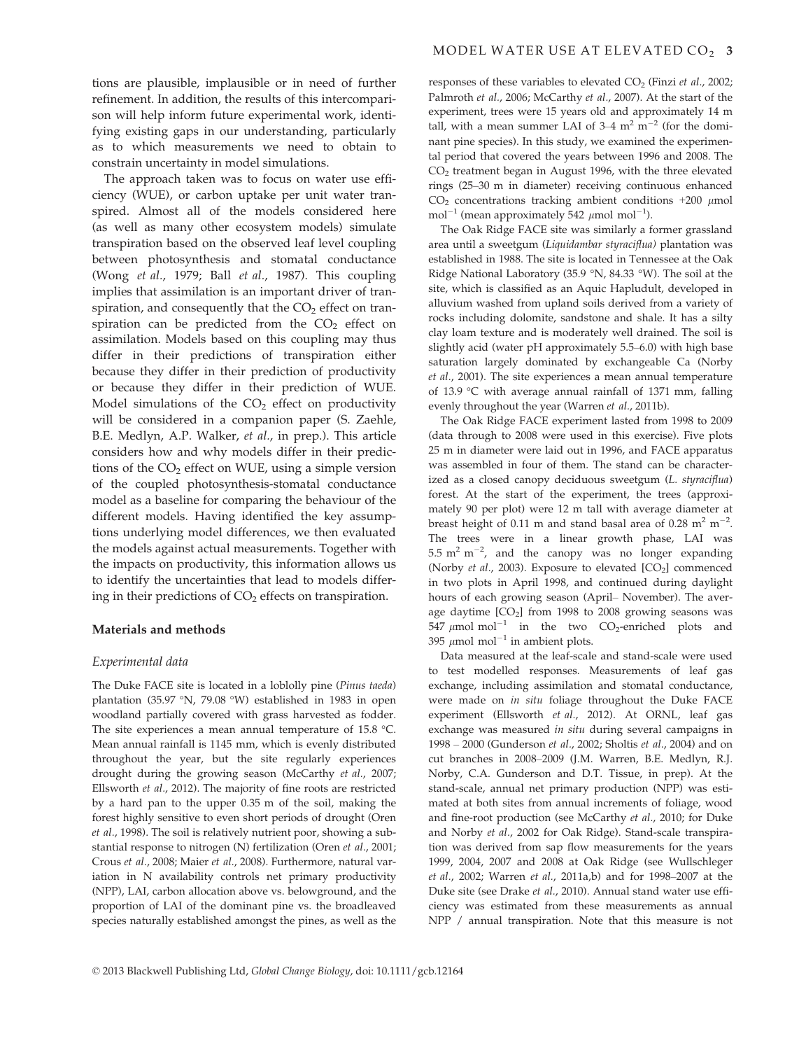tions are plausible, implausible or in need of further refinement. In addition, the results of this intercomparison will help inform future experimental work, identifying existing gaps in our understanding, particularly as to which measurements we need to obtain to constrain uncertainty in model simulations.

The approach taken was to focus on water use efficiency (WUE), or carbon uptake per unit water transpired. Almost all of the models considered here (as well as many other ecosystem models) simulate transpiration based on the observed leaf level coupling between photosynthesis and stomatal conductance (Wong *et al.*, 1979; Ball *et al.*, 1987). This coupling implies that assimilation is an important driver of transpiration, and consequently that the $CO_2$ effect on transpiration can be predicted from the $CO_2$ effect on assimilation. Models based on this coupling may thus differ in their predictions of transpiration either because they differ in their prediction of productivity or because they differ in their prediction of WUE. Model simulations of the $CO_2$ effect on productivity will be considered in a companion paper (S. Zaehle, B.E. Medlyn, A.P. Walker, *et al.*, in prep.). This article considers how and why models differ in their predictions of the $CO_2$ effect on WUE, using a simple version of the coupled photosynthesis-stomatal conductance model as a baseline for comparing the behaviour of the different models. Having identified the key assumptions underlying model differences, we then evaluated the models against actual measurements. Together with the impacts on productivity, this information allows us to identify the uncertainties that lead to models differing in their predictions of $CO_2$ effects on transpiration.

## Materials and methods

### Experimental data

The Duke FACE site is located in a loblolly pine (*Pinus taeda*) plantation (35.97 °N, 79.08 °W) established in 1983 in open woodland partially covered with grass harvested as fodder. The site experiences a mean annual temperature of 15.8 °C. Mean annual rainfall is 1145 mm, which is evenly distributed throughout the year, but the site regularly experiences drought during the growing season (McCarthy *et al.*, 2007; Ellsworth *et al.*, 2012). The majority of fine roots are restricted by a hard pan to the upper 0.35 m of the soil, making the forest highly sensitive to even short periods of drought (Oren *et al.*, 1998). The soil is relatively nutrient poor, showing a substantial response to nitrogen (N) fertilization (Oren *et al.*, 2001; Crous *et al.*, 2008; Maier *et al.*, 2008). Furthermore, natural variation in N availability controls net primary productivity (NPP), LAI, carbon allocation above vs. belowground, and the proportion of LAI of the dominant pine vs. the broadleaved species naturally established amongst the pines, as well as the responses of these variables to elevated $CO_2$ (Finzi *et al.*, 2002; Palmroth *et al.*, 2006; McCarthy *et al.*, 2007). At the start of the experiment, trees were 15 years old and approximately 14 m tall, with a mean summer LAI of 3–4 $m^2\ m^{-2}$ (for the dominant pine species). In this study, we examined the experimental period that covered the years between 1996 and 2008. The $CO_2$ treatment began in August 1996, with the three elevated rings (25–30 m in diameter) receiving continuous enhanced $CO_2$ concentrations tracking ambient conditions +200 $\mu$mol $mol^{-1}$ (mean approximately 542 $\mu$mol $mol^{-1}$).

The Oak Ridge FACE site was similarly a former grassland area until a sweetgum (*Liquidambar styraciflua*) plantation was established in 1988. The site is located in Tennessee at the Oak Ridge National Laboratory (35.9 °N, 84.33 °W). The soil at the site, which is classified as an Aquic Hapludult, developed in alluvium washed from upland soils derived from a variety of rocks including dolomite, sandstone and shale. It has a silty clay loam texture and is moderately well drained. The soil is slightly acid (water pH approximately 5.5–6.0) with high base saturation largely dominated by exchangeable Ca (Norby *et al.*, 2001). The site experiences a mean annual temperature of 13.9 °C with average annual rainfall of 1371 mm, falling evenly throughout the year (Warren *et al.*, 2011b).

The Oak Ridge FACE experiment lasted from 1998 to 2009 (data through to 2008 were used in this exercise). Five plots 25 m in diameter were laid out in 1996, and FACE apparatus was assembled in four of them. The stand can be characterized as a closed canopy deciduous sweetgum (*L. styraciflua*) forest. At the start of the experiment, the trees (approximately 90 per plot) were 12 m tall with average diameter at breast height of 0.11 m and stand basal area of 0.28 $m^2\ m^{-2}$. The trees were in a linear growth phase, LAI was 5.5 $m^2\ m^{-2}$, and the canopy was no longer expanding (Norby *et al.*, 2003). Exposure to elevated [$CO_2$] commenced in two plots in April 1998, and continued during daylight hours of each growing season (April– November). The average daytime [$CO_2$] from 1998 to 2008 growing seasons was 547 $\mu$mol $mol^{-1}$ in the two $CO_2$-enriched plots and 395 $\mu$mol $mol^{-1}$ in ambient plots.

Data measured at the leaf-scale and stand-scale were used to test modelled responses. Measurements of leaf gas exchange, including assimilation and stomatal conductance, were made on *in situ* foliage throughout the Duke FACE experiment (Ellsworth *et al.*, 2012). At ORNL, leaf gas exchange was measured *in situ* during several campaigns in 1998 – 2000 (Gunderson *et al.*, 2002; Sholtis *et al.*, 2004) and on cut branches in 2008–2009 (J.M. Warren, B.E. Medlyn, R.J. Norby, C.A. Gunderson and D.T. Tissue, in prep). At the stand-scale, annual net primary production (NPP) was estimated at both sites from annual increments of foliage, wood and fine-root production (see McCarthy *et al.*, 2010; for Duke and Norby *et al.*, 2002 for Oak Ridge). Stand-scale transpiration was derived from sap flow measurements for the years 1999, 2004, 2007 and 2008 at Oak Ridge (see Wullschleger *et al.*, 2002; Warren *et al.*, 2011a,b) and for 1998–2007 at the Duke site (see Drake *et al.*, 2010). Annual stand water use efficiency was estimated from these measurements as annual NPP / annual transpiration. Note that this measure is not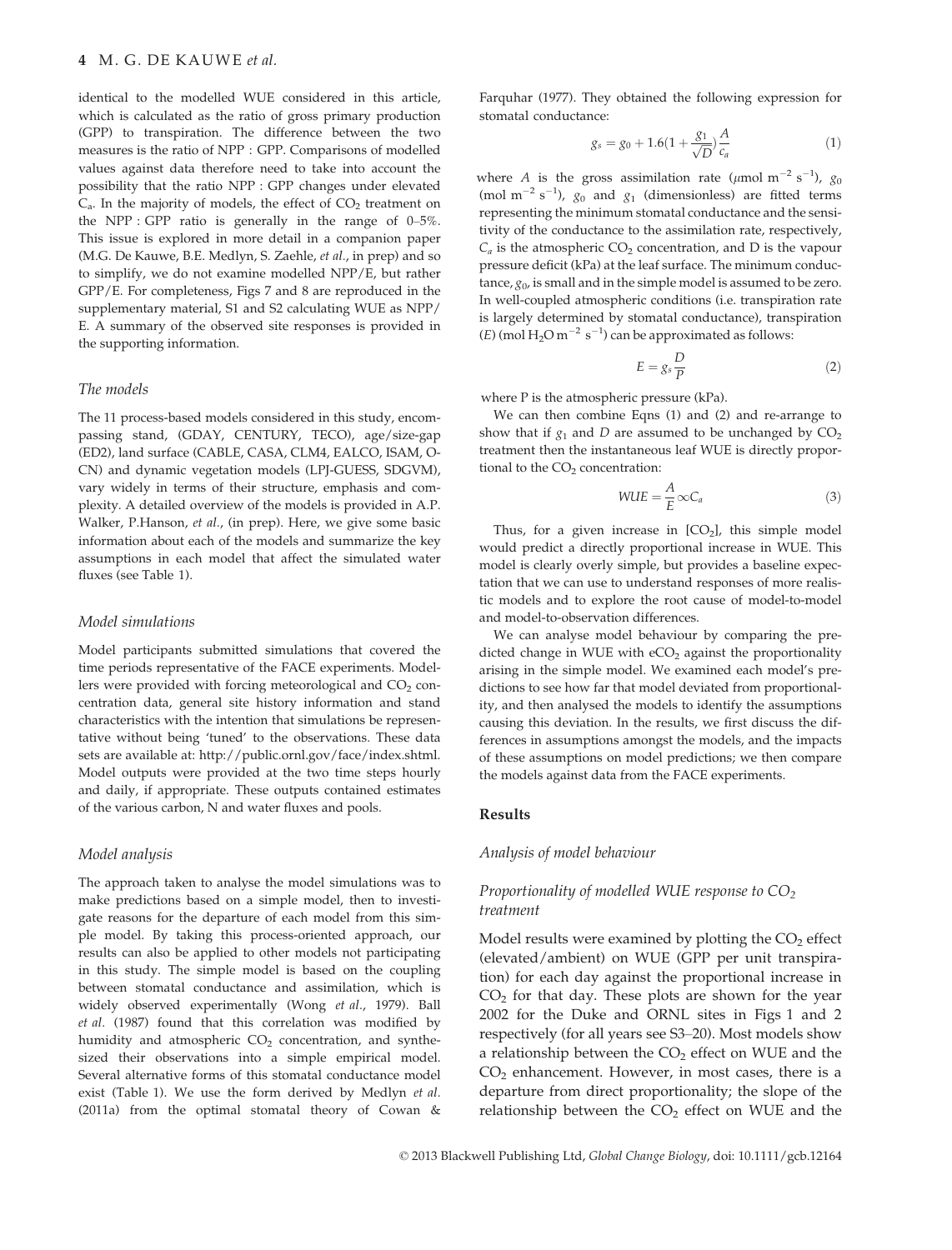identical to the modelled WUE considered in this article, which is calculated as the ratio of gross primary production (GPP) to transpiration. The difference between the two measures is the ratio of NPP : GPP. Comparisons of modelled values against data therefore need to take into account the possibility that the ratio NPP : GPP changes under elevated $C_a$. In the majority of models, the effect of $CO_2$ treatment on the NPP : GPP ratio is generally in the range of 0–5%. This issue is explored in more detail in a companion paper (M.G. De Kauwe, B.E. Medlyn, S. Zaehle, *et al.*, in prep) and so to simplify, we do not examine modelled NPP/E, but rather GPP/E. For completeness, Figs 7 and 8 are reproduced in the supplementary material, S1 and S2 calculating WUE as NPP/E. A summary of the observed site responses is provided in the supporting information.

### The models

The 11 process-based models considered in this study, encompassing stand, (GDAY, CENTURY, TECO), age/size-gap (ED2), land surface (CABLE, CASA, CLM4, EALCO, ISAM, O-CN) and dynamic vegetation models (LPJ-GUESS, SDGVM), vary widely in terms of their structure, emphasis and complexity. A detailed overview of the models is provided in A.P. Walker, P.Hanson, *et al.*, (in prep). Here, we give some basic information about each of the models and summarize the key assumptions in each model that affect the simulated water fluxes (see Table 1).

### Model simulations

Model participants submitted simulations that covered the time periods representative of the FACE experiments. Modellers were provided with forcing meteorological and $CO_2$ concentration data, general site history information and stand characteristics with the intention that simulations be representative without being 'tuned' to the observations. These data sets are available at: http://public.ornl.gov/face/index.shtml. Model outputs were provided at the two time steps hourly and daily, if appropriate. These outputs contained estimates of the various carbon, N and water fluxes and pools.

### Model analysis

The approach taken to analyse the model simulations was to make predictions based on a simple model, then to investigate reasons for the departure of each model from this simple model. By taking this process-oriented approach, our results can also be applied to other models not participating in this study. The simple model is based on the coupling between stomatal conductance and assimilation, which is widely observed experimentally (Wong *et al.*, 1979). Ball *et al.* (1987) found that this correlation was modified by humidity and atmospheric $CO_2$ concentration, and synthesized their observations into a simple empirical model. Several alternative forms of this stomatal conductance model exist (Table 1). We use the form derived by Medlyn *et al.* (2011a) from the optimal stomatal theory of Cowan & Farquhar (1977). They obtained the following expression for stomatal conductance:

$$g_s = g_0 + 1.6(1 + \frac{g_1}{\sqrt{D}})\frac{A}{c_a} \qquad (1)$$

where $A$ is the gross assimilation rate ($\mu$mol m$^{-2}$ s$^{-1}$), $g_0$ (mol m$^{-2}$ s$^{-1}$), $g_0$ and $g_1$ (dimensionless) are fitted terms representing the minimum stomatal conductance and the sensitivity of the conductance to the assimilation rate, respectively, $C_a$ is the atmospheric $CO_2$ concentration, and D is the vapour pressure deficit (kPa) at the leaf surface. The minimum conductance, $g_0$, is small and in the simple model is assumed to be zero. In well-coupled atmospheric conditions (i.e. transpiration rate is largely determined by stomatal conductance), transpiration ($E$) (mol $H_2O$ m$^{-2}$ s$^{-1}$) can be approximated as follows:

$$E = g_s\frac{D}{P} \qquad (2)$$

where P is the atmospheric pressure (kPa).

We can then combine Eqns (1) and (2) and re-arrange to show that if $g_1$ and $D$ are assumed to be unchanged by $CO_2$ treatment then the instantaneous leaf WUE is directly proportional to the $CO_2$ concentration:

$$WUE = \frac{A}{E} \propto C_a \qquad (3)$$

Thus, for a given increase in [$CO_2$], this simple model would predict a directly proportional increase in WUE. This model is clearly overly simple, but provides a baseline expectation that we can use to understand responses of more realistic models and to explore the root cause of model-to-model and model-to-observation differences.

We can analyse model behaviour by comparing the predicted change in WUE with e$CO_2$ against the proportionality arising in the simple model. We examined each model's predictions to see how far that model deviated from proportionality, and then analysed the models to identify the assumptions causing this deviation. In the results, we first discuss the differences in assumptions amongst the models, and the impacts of these assumptions on model predictions; we then compare the models against data from the FACE experiments.

## Results

### Analysis of model behaviour

#### Proportionality of modelled WUE response to $CO_2$ treatment

Model results were examined by plotting the $CO_2$ effect (elevated/ambient) on WUE (GPP per unit transpiration) for each day against the proportional increase in $CO_2$ for that day. These plots are shown for the year 2002 for the Duke and ORNL sites in Figs 1 and 2 respectively (for all years see S3–20). Most models show a relationship between the $CO_2$ effect on WUE and the $CO_2$ enhancement. However, in most cases, there is a departure from direct proportionality; the slope of the relationship between the $CO_2$ effect on WUE and the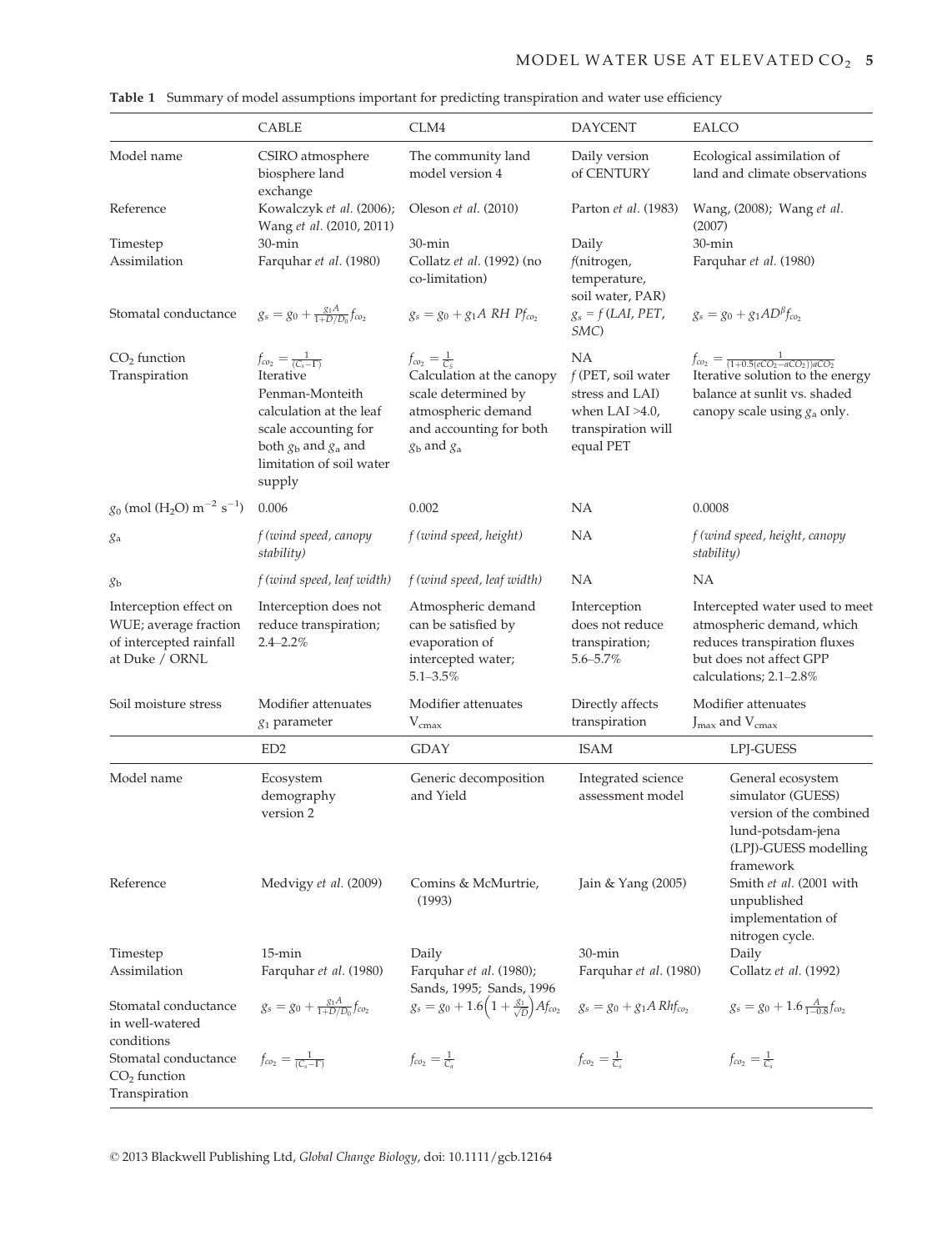**Table 1** Summary of model assumptions important for predicting transpiration and water use efficiency

| | CABLE | CLM4 | DAYCENT | EALCO |
|---|---|---|---|---|
| Model name | CSIRO atmosphere biosphere land exchange | The community land model version 4 | Daily version of CENTURY | Ecological assimilation of land and climate observations |
| Reference | Kowalczyk *et al.* (2006); Wang *et al.* (2010, 2011) | Oleson *et al.* (2010) | Parton *et al.* (1983) | Wang, (2008); Wang *et al.* (2007) |
| Timestep | 30-min | 30-min | Daily | 30-min |
| Assimilation | Farquhar *et al.* (1980) | Collatz *et al.* (1992) (no co-limitation) | *f*(nitrogen, temperature, soil water, PAR) | Farquhar *et al.* (1980) |
| Stomatal conductance | $g_s = g_0 + \frac{g_1 A}{1+D/D_0} f_{co_2}$ | $g_s = g_0 + g_1 A\ RH\ Pf_{co_2}$ | $g_s = f\,(LAI, PET, SMC)$ | $g_s = g_0 + g_1 A D^{\beta} f_{co_2}$ |
| $CO_2$ function | $f_{co_2} = \frac{1}{(C_s - \Gamma)}$ | $f_{co_2} = \frac{1}{C_s}$ | NA | $f_{co_2} = \frac{1}{(1+0.5(eCO_2 - aCO_2))aCO_2}$ |
| Transpiration | Iterative Penman-Monteith calculation at the leaf scale accounting for both $g_b$ and $g_a$ and limitation of soil water supply | Calculation at the canopy scale determined by atmospheric demand and accounting for both $g_b$ and $g_a$ | *f* (PET, soil water stress and LAI) when LAI >4.0, transpiration will equal PET | Iterative solution to the energy balance at sunlit vs. shaded canopy scale using $g_a$ only. |
| $g_0$ (mol ($H_2O$) $m^{-2}\ s^{-1}$) | 0.006 | 0.002 | NA | 0.0008 |
| $g_a$ | *f (wind speed, canopy stability)* | *f (wind speed, height)* | NA | *f (wind speed, height, canopy stability)* |
| $g_b$ | *f (wind speed, leaf width)* | *f (wind speed, leaf width)* | NA | NA |
| Interception effect on WUE; average fraction of intercepted rainfall at Duke / ORNL | Interception does not reduce transpiration; 2.4–2.2% | Atmospheric demand can be satisfied by evaporation of intercepted water; 5.1–3.5% | Interception does not reduce transpiration; 5.6–5.7% | Intercepted water used to meet atmospheric demand, which reduces transpiration fluxes but does not affect GPP calculations; 2.1–2.8% |
| Soil moisture stress | Modifier attenuates $g_1$ parameter | Modifier attenuates $V_{cmax}$ | Directly affects transpiration | Modifier attenuates $J_{max}$ and $V_{cmax}$ |

| | ED2 | GDAY | ISAM | LPJ-GUESS |
|---|---|---|---|---|
| Model name | Ecosystem demography version 2 | Generic decomposition and Yield | Integrated science assessment model | General ecosystem simulator (GUESS) version of the combined lund-potsdam-jena (LPJ)-GUESS modelling framework |
| Reference | Medvigy *et al.* (2009) | Comins & McMurtrie, (1993) | Jain & Yang (2005) | Smith *et al.* (2001 with unpublished implementation of nitrogen cycle. |
| Timestep | 15-min | Daily | 30-min | Daily |
| Assimilation | Farquhar *et al.* (1980) | Farquhar *et al.* (1980); Sands, 1995; Sands, 1996 | Farquhar *et al.* (1980) | Collatz *et al.* (1992) |
| Stomatal conductance in well-watered conditions | $g_s = g_0 + \frac{g_1 A}{1+D/D_0} f_{co_2}$ | $g_s = g_0 + 1.6\left(1 + \frac{g_1}{\sqrt{D}}\right) A f_{co_2}$ | $g_s = g_0 + g_1 A\ Rh f_{co_2}$ | $g_s = g_0 + 1.6 \frac{A}{1-0.8} f_{co_2}$ |
| Stomatal conductance $CO_2$ function | $f_{co_2} = \frac{1}{(C_s - \Gamma)}$ | $f_{co_2} = \frac{1}{C_a}$ | $f_{co_2} = \frac{1}{C_s}$ | $f_{co_2} = \frac{1}{C_s}$ |
| Transpiration | | | | |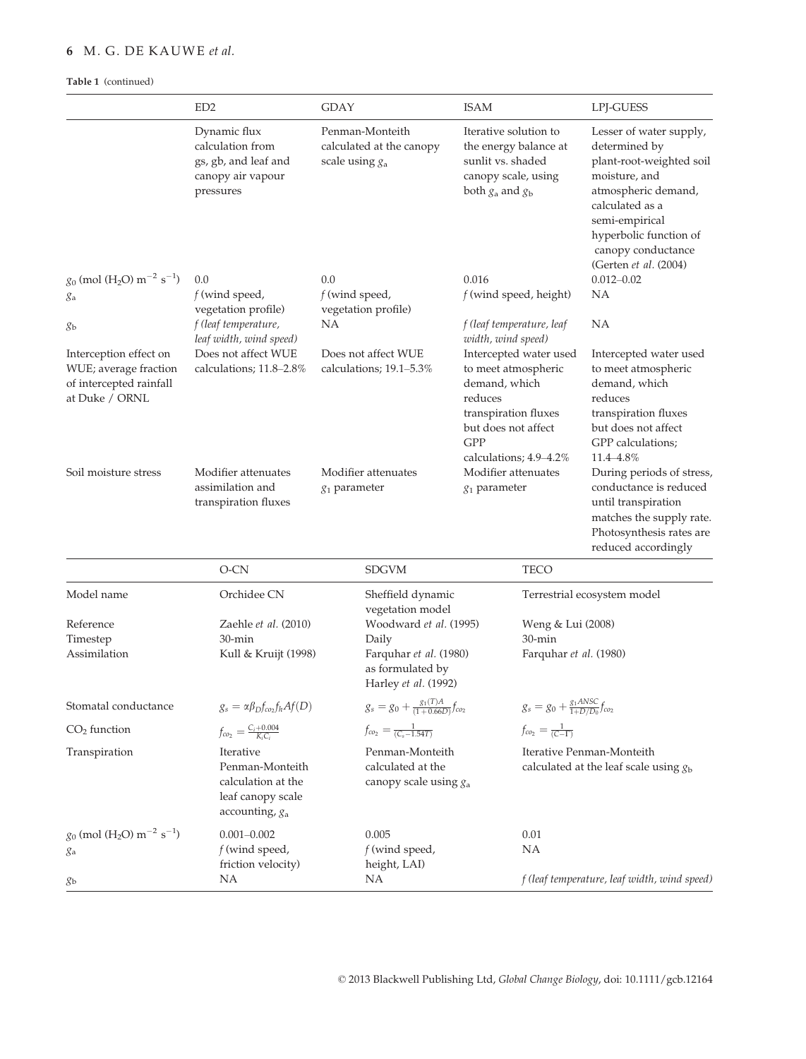**Table 1** (continued)

| | ED2 | GDAY | ISAM | LPJ-GUESS |
|---|---|---|---|---|
| | Dynamic flux calculation from gs, gb, and leaf and canopy air vapour pressures | Penman-Monteith calculated at the canopy scale using $g_a$ | Iterative solution to the energy balance at sunlit vs. shaded canopy scale, using both $g_a$ and $g_b$ | Lesser of water supply, determined by plant-root-weighted soil moisture, and atmospheric demand, calculated as a semi-empirical hyperbolic function of canopy conductance (Gerten *et al.* (2004) |
| $g_0$ (mol ($H_2O$) $m^{-2}$ $s^{-1}$) | 0.0 | 0.0 | 0.016 | 0.012–0.02 |
| $g_a$ | *f* (wind speed, vegetation profile) | *f* (wind speed, vegetation profile) | *f* (wind speed, height) | NA |
| $g_b$ | *f (leaf temperature, leaf width, wind speed)* | NA | *f (leaf temperature, leaf width, wind speed)* | NA |
| Interception effect on WUE; average fraction of intercepted rainfall at Duke / ORNL | Does not affect WUE calculations; 11.8–2.8% | Does not affect WUE calculations; 19.1–5.3% | Intercepted water used to meet atmospheric demand, which reduces transpiration fluxes but does not affect GPP calculations; 4.9–4.2% | Intercepted water used to meet atmospheric demand, which reduces transpiration fluxes but does not affect GPP calculations; 11.4–4.8% |
| Soil moisture stress | Modifier attenuates assimilation and transpiration fluxes | Modifier attenuates $g_1$ parameter | Modifier attenuates $g_1$ parameter | During periods of stress, conductance is reduced until transpiration matches the supply rate. Photosynthesis rates are reduced accordingly |

| | O-CN | SDGVM | TECO |
|---|---|---|---|
| Model name | Orchidee CN | Sheffield dynamic vegetation model | Terrestrial ecosystem model |
| Reference | Zaehle *et al.* (2010) | Woodward *et al.* (1995) | Weng & Lui (2008) |
| Timestep | 30-min | Daily | 30-min |
| Assimilation | Kull & Kruijt (1998) | Farquhar *et al.* (1980) as formulated by Harley *et al.* (1992) | Farquhar *et al.* (1980) |
| Stomatal conductance | $g_s = \alpha\beta_D f_{co_2} f_h A f(D)$ | $g_s = g_0 + \frac{g_1(T)A}{(1+0.66D)} f_{co_2}$ | $g_s = g_0 + \frac{g_1 ANSC}{1+D/D_0} f_{co_2}$ |
| $CO_2$ function | $f_{co_2} = \frac{C_i+0.004}{K_i C_i}$ | $f_{co_2} = \frac{1}{(C_s-1.54T)}$ | $f_{co_2} = \frac{1}{(C-\Gamma)}$ |
| Transpiration | Iterative Penman-Monteith calculation at the leaf canopy scale accounting, $g_a$ | Penman-Monteith calculated at the canopy scale using $g_a$ | Iterative Penman-Monteith calculated at the leaf scale using $g_b$ |
| $g_0$ (mol ($H_2O$) $m^{-2}$ $s^{-1}$) | 0.001–0.002 | 0.005 | 0.01 |
| $g_a$ | *f* (wind speed, friction velocity) | *f* (wind speed, height, LAI) | NA |
| $g_b$ | NA | NA | *f (leaf temperature, leaf width, wind speed)* |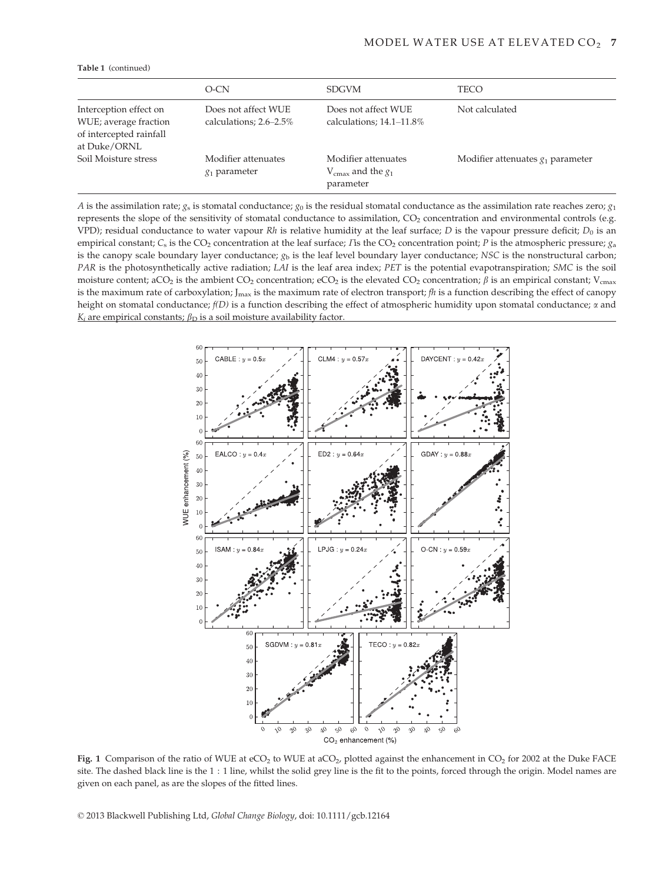**Table 1** (continued)

| | O-CN | SDGVM | TECO |
|---|---|---|---|
| Interception effect on WUE; average fraction of intercepted rainfall at Duke/ORNL | Does not affect WUE calculations; 2.6–2.5% | Does not affect WUE calculations; 14.1–11.8% | Not calculated |
| Soil Moisture stress | Modifier attenuates $g_1$ parameter | Modifier attenuates $V_{cmax}$ and the $g_1$ parameter | Modifier attenuates $g_1$ parameter |

*A* is the assimilation rate; $g_s$ is stomatal conductance; $g_0$ is the residual stomatal conductance as the assimilation rate reaches zero; $g_1$ represents the slope of the sensitivity of stomatal conductance to assimilation, $CO_2$ concentration and environmental controls (e.g. VPD); residual conductance to water vapour *Rh* is relative humidity at the leaf surface; *D* is the vapour pressure deficit; $D_0$ is an empirical constant; $C_s$ is the $CO_2$ concentration at the leaf surface; $\Gamma$ is the $CO_2$ concentration point; *P* is the atmospheric pressure; $g_a$ is the canopy scale boundary layer conductance; $g_b$ is the leaf level boundary layer conductance; *NSC* is the nonstructural carbon; *PAR* is the photosynthetically active radiation; *LAI* is the leaf area index; *PET* is the potential evapotranspiration; *SMC* is the soil moisture content; $aCO_2$ is the ambient $CO_2$ concentration; $eCO_2$ is the elevated $CO_2$ concentration; $\beta$ is an empirical constant; $V_{cmax}$ is the maximum rate of carboxylation; $J_{max}$ is the maximum rate of electron transport; *fh* is a function describing the effect of canopy height on stomatal conductance; *f(D)* is a function describing the effect of atmospheric humidity upon stomatal conductance; $\alpha$ and $K_i$ are empirical constants; $\beta_D$ is a soil moisture availability factor.

**Fig. 1** Comparison of the ratio of WUE at $eCO_2$ to WUE at $aCO_2$, plotted against the enhancement in $CO_2$ for 2002 at the Duke FACE site. The dashed black line is the 1 : 1 line, whilst the solid grey line is the fit to the points, forced through the origin. Model names are given on each panel, as are the slopes of the fitted lines.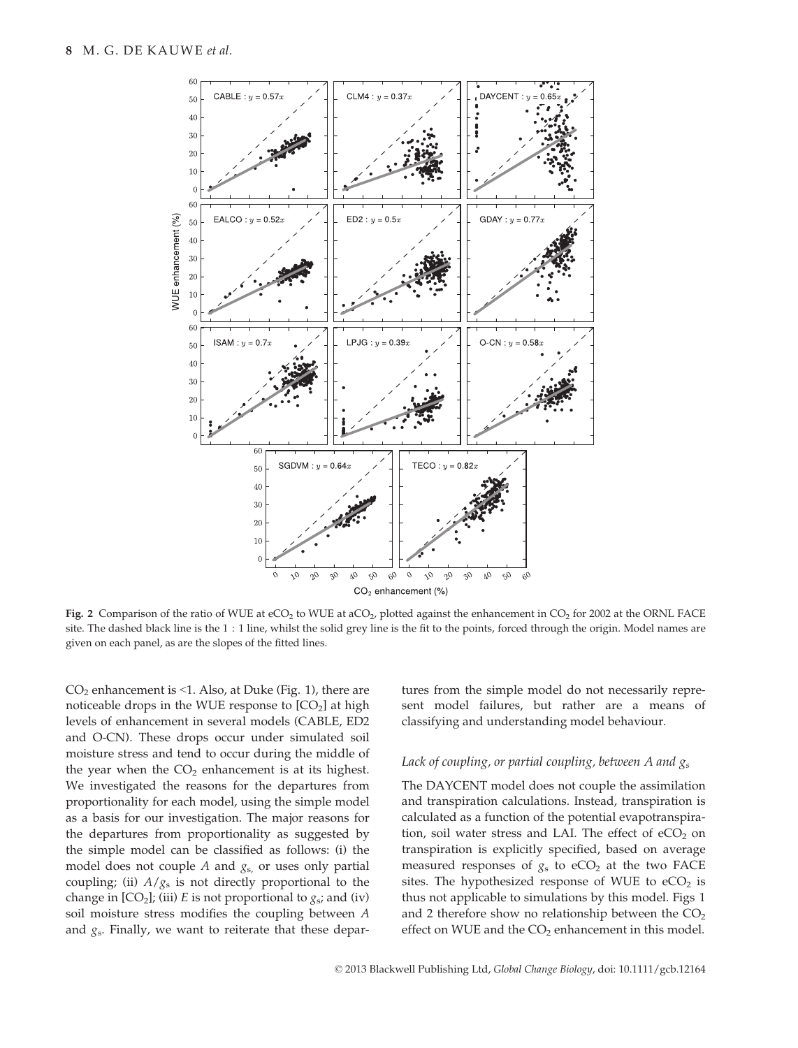**Fig. 2** Comparison of the ratio of WUE at $eCO_2$ to WUE at $aCO_2$, plotted against the enhancement in $CO_2$ for 2002 at the ORNL FACE site. The dashed black line is the 1 : 1 line, whilst the solid grey line is the fit to the points, forced through the origin. Model names are given on each panel, as are the slopes of the fitted lines.

$CO_2$ enhancement is <1. Also, at Duke (Fig. 1), there are noticeable drops in the WUE response to $[CO_2]$ at high levels of enhancement in several models (CABLE, ED2 and O-CN). These drops occur under simulated soil moisture stress and tend to occur during the middle of the year when the $CO_2$ enhancement is at its highest. We investigated the reasons for the departures from proportionality for each model, using the simple model as a basis for our investigation. The major reasons for the departures from proportionality as suggested by the simple model can be classified as follows: (i) the model does not couple $A$ and $g_s$, or uses only partial coupling; (ii) $A/g_s$ is not directly proportional to the change in $[CO_2]$; (iii) $E$ is not proportional to $g_s$; and (iv) soil moisture stress modifies the coupling between $A$ and $g_s$. Finally, we want to reiterate that these departures from the simple model do not necessarily represent model failures, but rather are a means of classifying and understanding model behaviour.

### *Lack of coupling, or partial coupling, between A and $g_s$*

The DAYCENT model does not couple the assimilation and transpiration calculations. Instead, transpiration is calculated as a function of the potential evapotranspiration, soil water stress and LAI. The effect of $eCO_2$ on transpiration is explicitly specified, based on average measured responses of $g_s$ to $eCO_2$ at the two FACE sites. The hypothesized response of WUE to $eCO_2$ is thus not applicable to simulations by this model. Figs 1 and 2 therefore show no relationship between the $CO_2$ effect on WUE and the $CO_2$ enhancement in this model.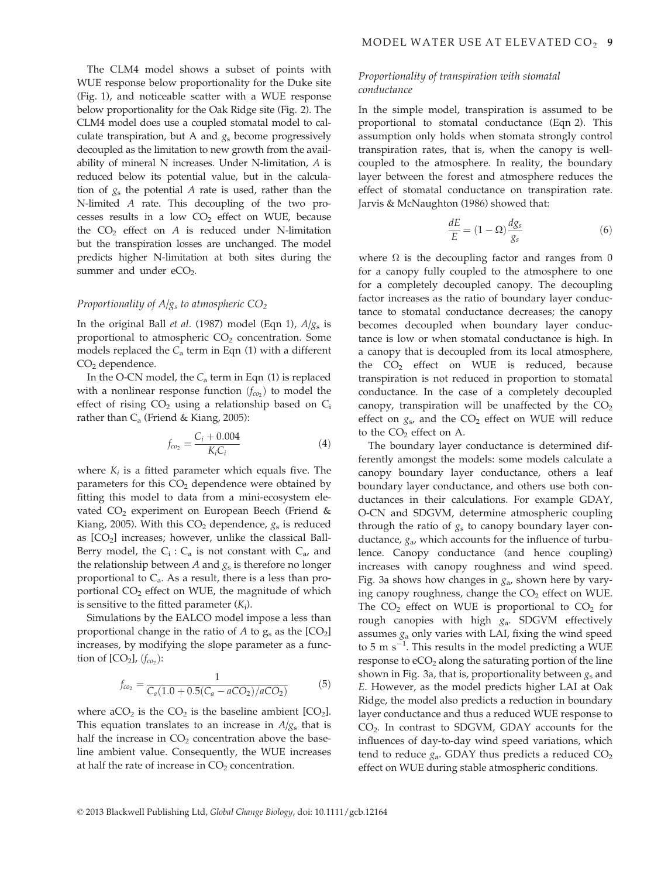The CLM4 model shows a subset of points with WUE response below proportionality for the Duke site (Fig. 1), and noticeable scatter with a WUE response below proportionality for the Oak Ridge site (Fig. 2). The CLM4 model does use a coupled stomatal model to calculate transpiration, but A and $g_s$ become progressively decoupled as the limitation to new growth from the availability of mineral N increases. Under N-limitation, $A$ is reduced below its potential value, but in the calculation of $g_s$ the potential $A$ rate is used, rather than the N-limited $A$ rate. This decoupling of the two processes results in a low $CO_2$ effect on WUE, because the $CO_2$ effect on $A$ is reduced under N-limitation but the transpiration losses are unchanged. The model predicts higher N-limitation at both sites during the summer and under e$CO_2$.

### *Proportionality of $A/g_s$ to atmospheric $CO_2$*

In the original Ball *et al.* (1987) model (Eqn 1), $A/g_s$ is proportional to atmospheric $CO_2$ concentration. Some models replaced the $C_a$ term in Eqn (1) with a different $CO_2$ dependence.

In the O-CN model, the $C_a$ term in Eqn (1) is replaced with a nonlinear response function ($f_{co_2}$) to model the effect of rising $CO_2$ using a relationship based on $C_i$ rather than $C_a$ (Friend & Kiang, 2005):

$$f_{co_2} = \frac{C_i + 0.004}{K_i C_i} \tag{4}$$

where $K_i$ is a fitted parameter which equals five. The parameters for this $CO_2$ dependence were obtained by fitting this model to data from a mini-ecosystem elevated $CO_2$ experiment on European Beech (Friend & Kiang, 2005). With this $CO_2$ dependence, $g_s$ is reduced as [$CO_2$] increases; however, unlike the classical Ball-Berry model, the $C_i : C_a$ is not constant with $C_a$, and the relationship between $A$ and $g_s$ is therefore no longer proportional to $C_a$. As a result, there is a less than proportional $CO_2$ effect on WUE, the magnitude of which is sensitive to the fitted parameter ($K_i$).

Simulations by the EALCO model impose a less than proportional change in the ratio of $A$ to $g_s$ as the [$CO_2$] increases, by modifying the slope parameter as a function of [$CO_2$], ($f_{co_2}$):

$$f_{co_2} = \frac{1}{C_a(1.0 + 0.5(C_a - aCO_2)/aCO_2)} \tag{5}$$

where a$CO_2$ is the $CO_2$ is the baseline ambient [$CO_2$]. This equation translates to an increase in $A/g_s$ that is half the increase in $CO_2$ concentration above the baseline ambient value. Consequently, the WUE increases at half the rate of increase in $CO_2$ concentration.

### *Proportionality of transpiration with stomatal conductance*

In the simple model, transpiration is assumed to be proportional to stomatal conductance (Eqn 2). This assumption only holds when stomata strongly control transpiration rates, that is, when the canopy is well-coupled to the atmosphere. In reality, the boundary layer between the forest and atmosphere reduces the effect of stomatal conductance on transpiration rate. Jarvis & McNaughton (1986) showed that:

$$\frac{dE}{E} = (1 - \Omega)\frac{dg_s}{g_s} \tag{6}$$

where $\Omega$ is the decoupling factor and ranges from 0 for a canopy fully coupled to the atmosphere to one for a completely decoupled canopy. The decoupling factor increases as the ratio of boundary layer conductance to stomatal conductance decreases; the canopy becomes decoupled when boundary layer conductance is low or when stomatal conductance is high. In a canopy that is decoupled from its local atmosphere, the $CO_2$ effect on WUE is reduced, because transpiration is not reduced in proportion to stomatal conductance. In the case of a completely decoupled canopy, transpiration will be unaffected by the $CO_2$ effect on $g_s$, and the $CO_2$ effect on WUE will reduce to the $CO_2$ effect on A.

The boundary layer conductance is determined differently amongst the models: some models calculate a canopy boundary layer conductance, others a leaf boundary layer conductance, and others use both conductances in their calculations. For example GDAY, O-CN and SDGVM, determine atmospheric coupling through the ratio of $g_s$ to canopy boundary layer conductance, $g_a$, which accounts for the influence of turbulence. Canopy conductance (and hence coupling) increases with canopy roughness and wind speed. Fig. 3a shows how changes in $g_a$, shown here by varying canopy roughness, change the $CO_2$ effect on WUE. The $CO_2$ effect on WUE is proportional to $CO_2$ for rough canopies with high $g_a$. SDGVM effectively assumes $g_a$ only varies with LAI, fixing the wind speed to 5 m s$^{-1}$. This results in the model predicting a WUE response to e$CO_2$ along the saturating portion of the line shown in Fig. 3a, that is, proportionality between $g_s$ and $E$. However, as the model predicts higher LAI at Oak Ridge, the model also predicts a reduction in boundary layer conductance and thus a reduced WUE response to $CO_2$. In contrast to SDGVM, GDAY accounts for the influences of day-to-day wind speed variations, which tend to reduce $g_a$. GDAY thus predicts a reduced $CO_2$ effect on WUE during stable atmospheric conditions.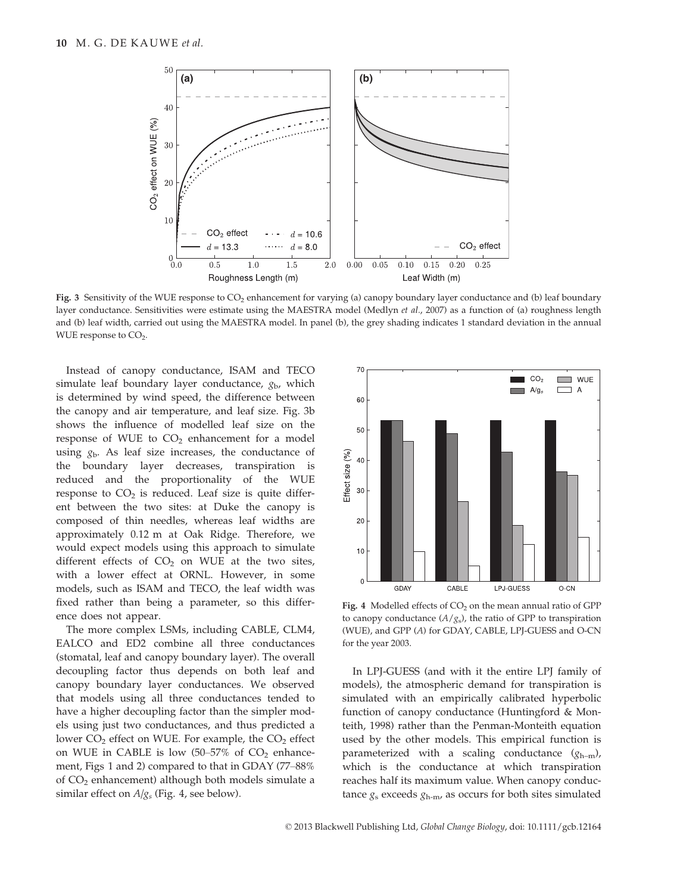Fig. 3 Sensitivity of the WUE response to $CO_2$ enhancement for varying (a) canopy boundary layer conductance and (b) leaf boundary layer conductance. Sensitivities were estimate using the MAESTRA model (Medlyn *et al.*, 2007) as a function of (a) roughness length and (b) leaf width, carried out using the MAESTRA model. In panel (b), the grey shading indicates 1 standard deviation in the annual WUE response to $CO_2$.

Instead of canopy conductance, ISAM and TECO simulate leaf boundary layer conductance, $g_b$, which is determined by wind speed, the difference between the canopy and air temperature, and leaf size. Fig. 3b shows the influence of modelled leaf size on the response of WUE to $CO_2$ enhancement for a model using $g_b$. As leaf size increases, the conductance of the boundary layer decreases, transpiration is reduced and the proportionality of the WUE response to $CO_2$ is reduced. Leaf size is quite different between the two sites: at Duke the canopy is composed of thin needles, whereas leaf widths are approximately 0.12 m at Oak Ridge. Therefore, we would expect models using this approach to simulate different effects of $CO_2$ on WUE at the two sites, with a lower effect at ORNL. However, in some models, such as ISAM and TECO, the leaf width was fixed rather than being a parameter, so this difference does not appear.

The more complex LSMs, including CABLE, CLM4, EALCO and ED2 combine all three conductances (stomatal, leaf and canopy boundary layer). The overall decoupling factor thus depends on both leaf and canopy boundary layer conductances. We observed that models using all three conductances tended to have a higher decoupling factor than the simpler models using just two conductances, and thus predicted a lower $CO_2$ effect on WUE. For example, the $CO_2$ effect on WUE in CABLE is low (50–57% of $CO_2$ enhancement, Figs 1 and 2) compared to that in GDAY (77–88% of $CO_2$ enhancement) although both models simulate a similar effect on $A/g_s$ (Fig. 4, see below).

Fig. 4 Modelled effects of $CO_2$ on the mean annual ratio of GPP to canopy conductance ($A/g_s$), the ratio of GPP to transpiration (WUE), and GPP ($A$) for GDAY, CABLE, LPJ-GUESS and O-CN for the year 2003.

In LPJ-GUESS (and with it the entire LPJ family of models), the atmospheric demand for transpiration is simulated with an empirically calibrated hyperbolic function of canopy conductance (Huntingford & Monteith, 1998) rather than the Penman-Monteith equation used by the other models. This empirical function is parameterized with a scaling conductance ($g_{h\text{-}m}$), which is the conductance at which transpiration reaches half its maximum value. When canopy conductance $g_s$ exceeds $g_{h\text{-}m}$, as occurs for both sites simulated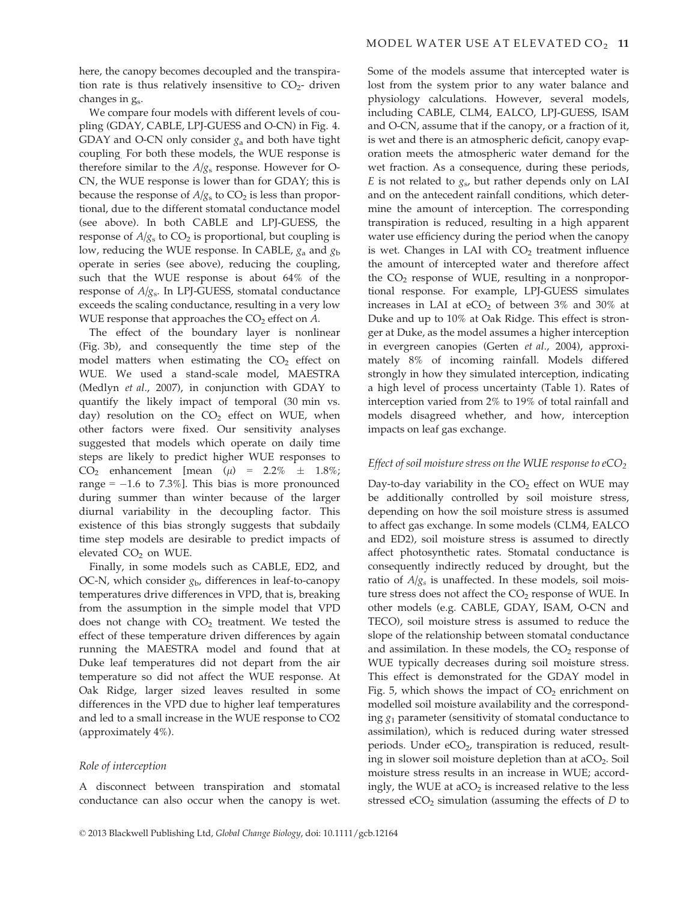here, the canopy becomes decoupled and the transpiration rate is thus relatively insensitive to $CO_2$- driven changes in $g_s$.

We compare four models with different levels of coupling (GDAY, CABLE, LPJ-GUESS and O-CN) in Fig. 4. GDAY and O-CN only consider $g_a$ and both have tight coupling. For both these models, the WUE response is therefore similar to the $A/g_s$ response. However for O-CN, the WUE response is lower than for GDAY; this is because the response of $A/g_s$ to $CO_2$ is less than proportional, due to the different stomatal conductance model (see above). In both CABLE and LPJ-GUESS, the response of $A/g_s$ to $CO_2$ is proportional, but coupling is low, reducing the WUE response. In CABLE, $g_a$ and $g_b$ operate in series (see above), reducing the coupling, such that the WUE response is about 64% of the response of $A/g_s$. In LPJ-GUESS, stomatal conductance exceeds the scaling conductance, resulting in a very low WUE response that approaches the $CO_2$ effect on $A$.

The effect of the boundary layer is nonlinear (Fig. 3b), and consequently the time step of the model matters when estimating the $CO_2$ effect on WUE. We used a stand-scale model, MAESTRA (Medlyn *et al*., 2007), in conjunction with GDAY to quantify the likely impact of temporal (30 min vs. day) resolution on the $CO_2$ effect on WUE, when other factors were fixed. Our sensitivity analyses suggested that models which operate on daily time steps are likely to predict higher WUE responses to $CO_2$ enhancement [mean ($\mu$) = 2.2% $\pm$ 1.8%; range = −1.6 to 7.3%]. This bias is more pronounced during summer than winter because of the larger diurnal variability in the decoupling factor. This existence of this bias strongly suggests that subdaily time step models are desirable to predict impacts of elevated $CO_2$ on WUE.

Finally, in some models such as CABLE, ED2, and OC-N, which consider $g_b$, differences in leaf-to-canopy temperatures drive differences in VPD, that is, breaking from the assumption in the simple model that VPD does not change with $CO_2$ treatment. We tested the effect of these temperature driven differences by again running the MAESTRA model and found that at Duke leaf temperatures did not depart from the air temperature so did not affect the WUE response. At Oak Ridge, larger sized leaves resulted in some differences in the VPD due to higher leaf temperatures and led to a small increase in the WUE response to CO2 (approximately 4%).

### *Role of interception*

A disconnect between transpiration and stomatal conductance can also occur when the canopy is wet. Some of the models assume that intercepted water is lost from the system prior to any water balance and physiology calculations. However, several models, including CABLE, CLM4, EALCO, LPJ-GUESS, ISAM and O-CN, assume that if the canopy, or a fraction of it, is wet and there is an atmospheric deficit, canopy evaporation meets the atmospheric water demand for the wet fraction. As a consequence, during these periods, $E$ is not related to $g_s$, but rather depends only on LAI and on the antecedent rainfall conditions, which determine the amount of interception. The corresponding transpiration is reduced, resulting in a high apparent water use efficiency during the period when the canopy is wet. Changes in LAI with $CO_2$ treatment influence the amount of intercepted water and therefore affect the $CO_2$ response of WUE, resulting in a nonproportional response. For example, LPJ-GUESS simulates increases in LAI at e$CO_2$ of between 3% and 30% at Duke and up to 10% at Oak Ridge. This effect is stronger at Duke, as the model assumes a higher interception in evergreen canopies (Gerten *et al*., 2004), approximately 8% of incoming rainfall. Models differed strongly in how they simulated interception, indicating a high level of process uncertainty (Table 1). Rates of interception varied from 2% to 19% of total rainfall and models disagreed whether, and how, interception impacts on leaf gas exchange.

### *Effect of soil moisture stress on the WUE response to e$CO_2$*

Day-to-day variability in the $CO_2$ effect on WUE may be additionally controlled by soil moisture stress, depending on how the soil moisture stress is assumed to affect gas exchange. In some models (CLM4, EALCO and ED2), soil moisture stress is assumed to directly affect photosynthetic rates. Stomatal conductance is consequently indirectly reduced by drought, but the ratio of $A/g_s$ is unaffected. In these models, soil moisture stress does not affect the $CO_2$ response of WUE. In other models (e.g. CABLE, GDAY, ISAM, O-CN and TECO), soil moisture stress is assumed to reduce the slope of the relationship between stomatal conductance and assimilation. In these models, the $CO_2$ response of WUE typically decreases during soil moisture stress. This effect is demonstrated for the GDAY model in Fig. 5, which shows the impact of $CO_2$ enrichment on modelled soil moisture availability and the corresponding $g_1$ parameter (sensitivity of stomatal conductance to assimilation), which is reduced during water stressed periods. Under e$CO_2$, transpiration is reduced, resulting in slower soil moisture depletion than at a$CO_2$. Soil moisture stress results in an increase in WUE; accordingly, the WUE at a$CO_2$ is increased relative to the less stressed e$CO_2$ simulation (assuming the effects of $D$ to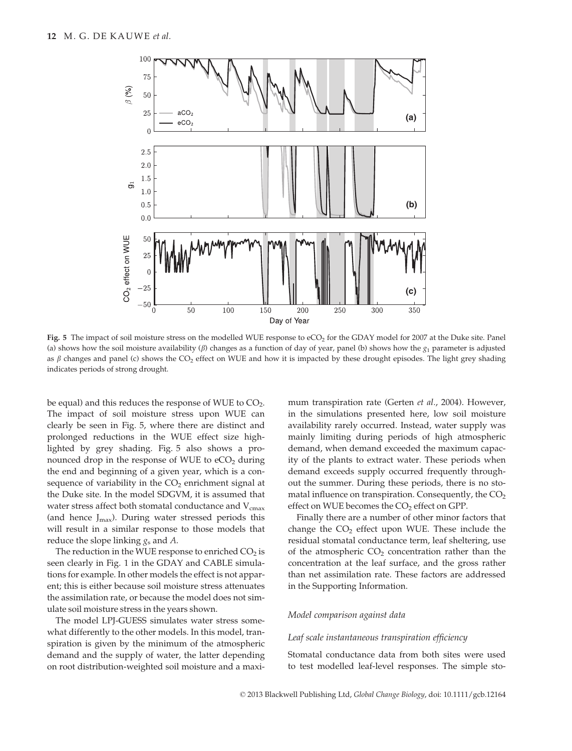**Fig. 5** The impact of soil moisture stress on the modelled WUE response to $eCO_2$ for the GDAY model for 2007 at the Duke site. Panel (a) shows how the soil moisture availability ($\beta$) changes as a function of day of year, panel (b) shows how the $g_1$ parameter is adjusted as $\beta$ changes and panel (c) shows the $CO_2$ effect on WUE and how it is impacted by these drought episodes. The light grey shading indicates periods of strong drought.

be equal) and this reduces the response of WUE to $CO_2$. The impact of soil moisture stress upon WUE can clearly be seen in Fig. 5, where there are distinct and prolonged reductions in the WUE effect size highlighted by grey shading. Fig. 5 also shows a pronounced drop in the response of WUE to $eCO_2$ during the end and beginning of a given year, which is a consequence of variability in the $CO_2$ enrichment signal at the Duke site. In the model SDGVM, it is assumed that water stress affect both stomatal conductance and $V_{cmax}$ (and hence $J_{max}$). During water stressed periods this will result in a similar response to those models that reduce the slope linking $g_s$ and $A$.

The reduction in the WUE response to enriched $CO_2$ is seen clearly in Fig. 1 in the GDAY and CABLE simulations for example. In other models the effect is not apparent; this is either because soil moisture stress attenuates the assimilation rate, or because the model does not simulate soil moisture stress in the years shown.

The model LPJ-GUESS simulates water stress somewhat differently to the other models. In this model, transpiration is given by the minimum of the atmospheric demand and the supply of water, the latter depending on root distribution-weighted soil moisture and a maximum transpiration rate (Gerten *et al.*, 2004). However, in the simulations presented here, low soil moisture availability rarely occurred. Instead, water supply was mainly limiting during periods of high atmospheric demand, when demand exceeded the maximum capacity of the plants to extract water. These periods when demand exceeds supply occurred frequently throughout the summer. During these periods, there is no stomatal influence on transpiration. Consequently, the $CO_2$ effect on WUE becomes the $CO_2$ effect on GPP.

Finally there are a number of other minor factors that change the $CO_2$ effect upon WUE. These include the residual stomatal conductance term, leaf sheltering, use of the atmospheric $CO_2$ concentration rather than the concentration at the leaf surface, and the gross rather than net assimilation rate. These factors are addressed in the Supporting Information.

### *Model comparison against data*

#### *Leaf scale instantaneous transpiration efficiency*

Stomatal conductance data from both sites were used to test modelled leaf-level responses. The simple sto-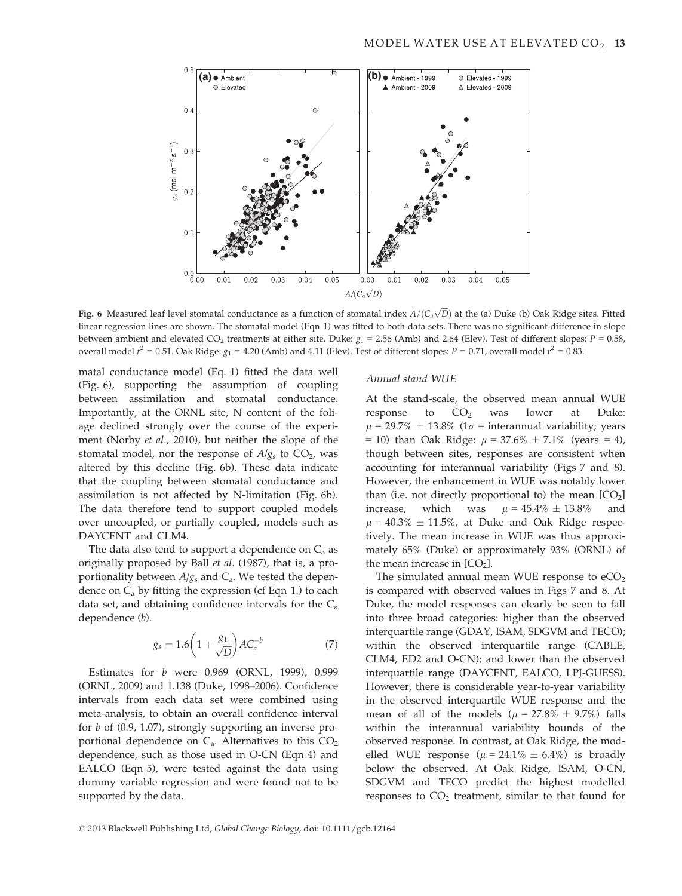**Fig. 6** Measured leaf level stomatal conductance as a function of stomatal index $A/(C_a\sqrt{D})$ at the (a) Duke (b) Oak Ridge sites. Fitted linear regression lines are shown. The stomatal model (Eqn 1) was fitted to both data sets. There was no significant difference in slope between ambient and elevated $CO_2$ treatments at either site. Duke: $g_1$ = 2.56 (Amb) and 2.64 (Elev). Test of different slopes: $P$ = 0.58, overall model $r^2$ = 0.51. Oak Ridge: $g_1$ = 4.20 (Amb) and 4.11 (Elev). Test of different slopes: $P$ = 0.71, overall model $r^2$ = 0.83.

matal conductance model (Eq. 1) fitted the data well (Fig. 6), supporting the assumption of coupling between assimilation and stomatal conductance. Importantly, at the ORNL site, N content of the foliage declined strongly over the course of the experiment (Norby *et al.*, 2010), but neither the slope of the stomatal model, nor the response of $A/g_s$ to $CO_2$, was altered by this decline (Fig. 6b). These data indicate that the coupling between stomatal conductance and assimilation is not affected by N-limitation (Fig. 6b). The data therefore tend to support coupled models over uncoupled, or partially coupled, models such as DAYCENT and CLM4.

The data also tend to support a dependence on $C_a$ as originally proposed by Ball *et al.* (1987), that is, a proportionality between $A/g_s$ and $C_a$. We tested the dependence on $C_a$ by fitting the expression (cf Eqn 1.) to each data set, and obtaining confidence intervals for the $C_a$ dependence ($b$).

$$g_s = 1.6\left(1 + \frac{g_1}{\sqrt{D}}\right)AC_a^{-b} \tag{7}$$

Estimates for $b$ were 0.969 (ORNL, 1999), 0.999 (ORNL, 2009) and 1.138 (Duke, 1998–2006). Confidence intervals from each data set were combined using meta-analysis, to obtain an overall confidence interval for $b$ of (0.9, 1.07), strongly supporting an inverse proportional dependence on $C_a$. Alternatives to this $CO_2$ dependence, such as those used in O-CN (Eqn 4) and EALCO (Eqn 5), were tested against the data using dummy variable regression and were found not to be supported by the data.

*Annual stand WUE*

At the stand-scale, the observed mean annual WUE response to $CO_2$ was lower at Duke: $\mu$ = 29.7% ± 13.8% (1$\sigma$ = interannual variability; years = 10) than Oak Ridge: $\mu$ = 37.6% ± 7.1% (years = 4), though between sites, responses are consistent when accounting for interannual variability (Figs 7 and 8). However, the enhancement in WUE was notably lower than (i.e. not directly proportional to) the mean [$CO_2$] increase, which was $\mu$ = 45.4% ± 13.8% and $\mu$ = 40.3% ± 11.5%, at Duke and Oak Ridge respectively. The mean increase in WUE was thus approximately 65% (Duke) or approximately 93% (ORNL) of the mean increase in [$CO_2$].

The simulated annual mean WUE response to $eCO_2$ is compared with observed values in Figs 7 and 8. At Duke, the model responses can clearly be seen to fall into three broad categories: higher than the observed interquartile range (GDAY, ISAM, SDGVM and TECO); within the observed interquartile range (CABLE, CLM4, ED2 and O-CN); and lower than the observed interquartile range (DAYCENT, EALCO, LPJ-GUESS). However, there is considerable year-to-year variability in the observed interquartile WUE response and the mean of all of the models ($\mu$ = 27.8% ± 9.7%) falls within the interannual variability bounds of the observed response. In contrast, at Oak Ridge, the modelled WUE response ($\mu$ = 24.1% ± 6.4%) is broadly below the observed. At Oak Ridge, ISAM, O-CN, SDGVM and TECO predict the highest modelled responses to $CO_2$ treatment, similar to that found for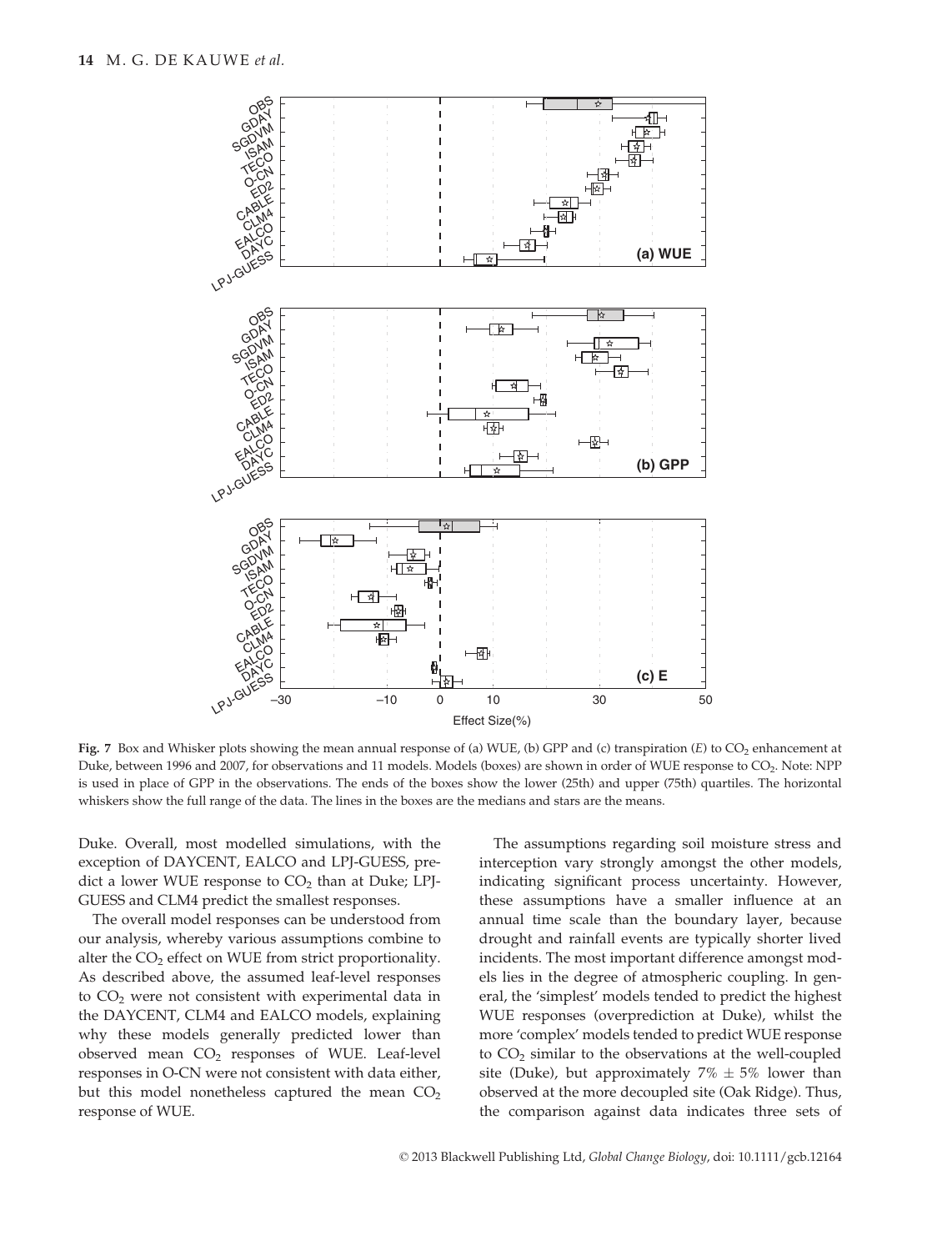**Fig. 7** Box and Whisker plots showing the mean annual response of (a) WUE, (b) GPP and (c) transpiration (*E*) to $CO_2$ enhancement at Duke, between 1996 and 2007, for observations and 11 models. Models (boxes) are shown in order of WUE response to $CO_2$. Note: NPP is used in place of GPP in the observations. The ends of the boxes show the lower (25th) and upper (75th) quartiles. The horizontal whiskers show the full range of the data. The lines in the boxes are the medians and stars are the means.

Duke. Overall, most modelled simulations, with the exception of DAYCENT, EALCO and LPJ-GUESS, predict a lower WUE response to $CO_2$ than at Duke; LPJ-GUESS and CLM4 predict the smallest responses.

The overall model responses can be understood from our analysis, whereby various assumptions combine to alter the $CO_2$ effect on WUE from strict proportionality. As described above, the assumed leaf-level responses to $CO_2$ were not consistent with experimental data in the DAYCENT, CLM4 and EALCO models, explaining why these models generally predicted lower than observed mean $CO_2$ responses of WUE. Leaf-level responses in O-CN were not consistent with data either, but this model nonetheless captured the mean $CO_2$ response of WUE.

The assumptions regarding soil moisture stress and interception vary strongly amongst the other models, indicating significant process uncertainty. However, these assumptions have a smaller influence at an annual time scale than the boundary layer, because drought and rainfall events are typically shorter lived incidents. The most important difference amongst models lies in the degree of atmospheric coupling. In general, the 'simplest' models tended to predict the highest WUE responses (overprediction at Duke), whilst the more 'complex' models tended to predict WUE response to $CO_2$ similar to the observations at the well-coupled site (Duke), but approximately 7% ± 5% lower than observed at the more decoupled site (Oak Ridge). Thus, the comparison against data indicates three sets of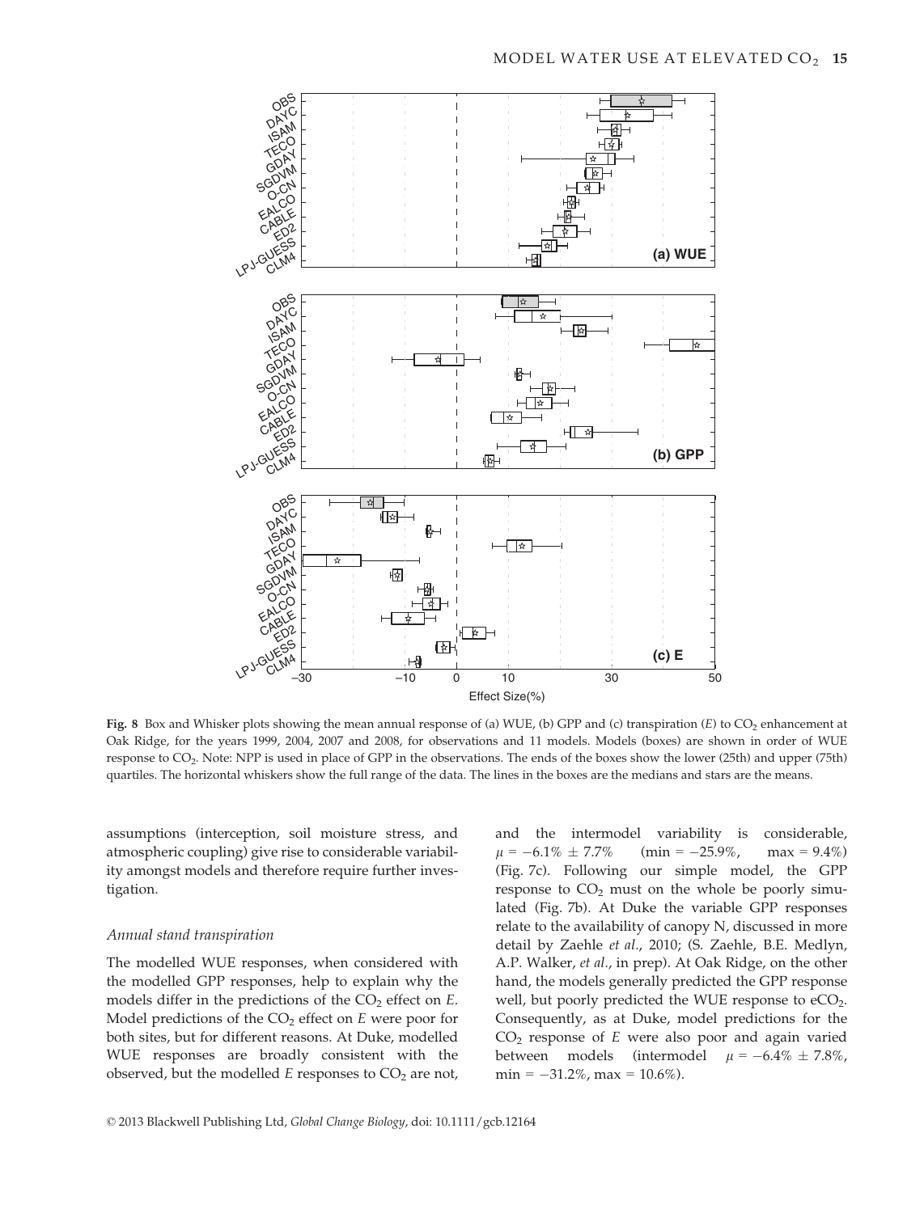**Fig. 8** Box and Whisker plots showing the mean annual response of (a) WUE, (b) GPP and (c) transpiration (*E*) to $CO_2$ enhancement at Oak Ridge, for the years 1999, 2004, 2007 and 2008, for observations and 11 models. Models (boxes) are shown in order of WUE response to $CO_2$. Note: NPP is used in place of GPP in the observations. The ends of the boxes show the lower (25th) and upper (75th) quartiles. The horizontal whiskers show the full range of the data. The lines in the boxes are the medians and stars are the means.

assumptions (interception, soil moisture stress, and atmospheric coupling) give rise to considerable variability amongst models and therefore require further investigation.

### Annual stand transpiration

The modelled WUE responses, when considered with the modelled GPP responses, help to explain why the models differ in the predictions of the $CO_2$ effect on *E*. Model predictions of the $CO_2$ effect on *E* were poor for both sites, but for different reasons. At Duke, modelled WUE responses are broadly consistent with the observed, but the modelled *E* responses to $CO_2$ are not, and the intermodel variability is considerable, $\mu = -6.1\% \pm 7.7\%$ (min = −25.9%, max = 9.4%) (Fig. 7c). Following our simple model, the GPP response to $CO_2$ must on the whole be poorly simulated (Fig. 7b). At Duke the variable GPP responses relate to the availability of canopy N, discussed in more detail by Zaehle *et al*., 2010; (S. Zaehle, B.E. Medlyn, A.P. Walker, *et al*., in prep). At Oak Ridge, on the other hand, the models generally predicted the GPP response well, but poorly predicted the WUE response to $eCO_2$. Consequently, as at Duke, model predictions for the $CO_2$ response of *E* were also poor and again varied between models (intermodel $\mu = -6.4\% \pm 7.8\%$, min = −31.2%, max = 10.6%).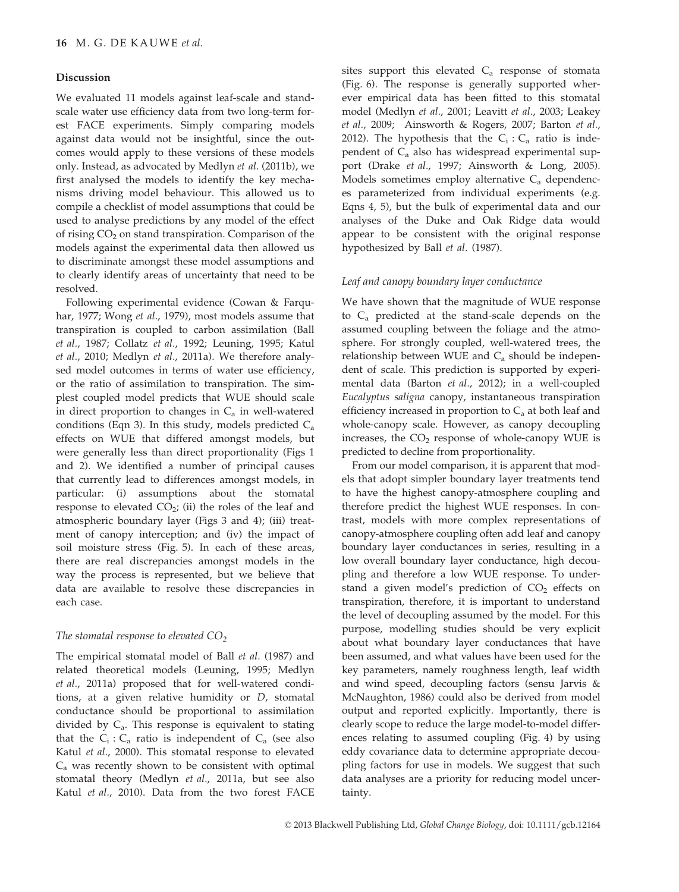## Discussion

We evaluated 11 models against leaf-scale and stand-scale water use efficiency data from two long-term forest FACE experiments. Simply comparing models against data would not be insightful, since the outcomes would apply to these versions of these models only. Instead, as advocated by Medlyn *et al.* (2011b), we first analysed the models to identify the key mechanisms driving model behaviour. This allowed us to compile a checklist of model assumptions that could be used to analyse predictions by any model of the effect of rising $CO_2$ on stand transpiration. Comparison of the models against the experimental data then allowed us to discriminate amongst these model assumptions and to clearly identify areas of uncertainty that need to be resolved.

Following experimental evidence (Cowan & Farquhar, 1977; Wong *et al.*, 1979), most models assume that transpiration is coupled to carbon assimilation (Ball *et al.*, 1987; Collatz *et al.*, 1992; Leuning, 1995; Katul *et al.*, 2010; Medlyn *et al.*, 2011a). We therefore analysed model outcomes in terms of water use efficiency, or the ratio of assimilation to transpiration. The simplest coupled model predicts that WUE should scale in direct proportion to changes in $C_a$ in well-watered conditions (Eqn 3). In this study, models predicted $C_a$ effects on WUE that differed amongst models, but were generally less than direct proportionality (Figs 1 and 2). We identified a number of principal causes that currently lead to differences amongst models, in particular: (i) assumptions about the stomatal response to elevated $CO_2$; (ii) the roles of the leaf and atmospheric boundary layer (Figs 3 and 4); (iii) treatment of canopy interception; and (iv) the impact of soil moisture stress (Fig. 5). In each of these areas, there are real discrepancies amongst models in the way the process is represented, but we believe that data are available to resolve these discrepancies in each case.

### *The stomatal response to elevated $CO_2$*

The empirical stomatal model of Ball *et al.* (1987) and related theoretical models (Leuning, 1995; Medlyn *et al.*, 2011a) proposed that for well-watered conditions, at a given relative humidity or *D*, stomatal conductance should be proportional to assimilation divided by $C_a$. This response is equivalent to stating that the $C_i : C_a$ ratio is independent of $C_a$ (see also Katul *et al.*, 2000). This stomatal response to elevated $C_a$ was recently shown to be consistent with optimal stomatal theory (Medlyn *et al.*, 2011a, but see also Katul *et al.*, 2010). Data from the two forest FACE sites support this elevated $C_a$ response of stomata (Fig. 6). The response is generally supported wherever empirical data has been fitted to this stomatal model (Medlyn *et al.*, 2001; Leavitt *et al.*, 2003; Leakey *et al.*, 2009; Ainsworth & Rogers, 2007; Barton *et al.*, 2012). The hypothesis that the $C_i : C_a$ ratio is independent of $C_a$ also has widespread experimental support (Drake *et al.*, 1997; Ainsworth & Long, 2005). Models sometimes employ alternative $C_a$ dependences parameterized from individual experiments (e.g. Eqns 4, 5), but the bulk of experimental data and our analyses of the Duke and Oak Ridge data would appear to be consistent with the original response hypothesized by Ball *et al.* (1987).

### *Leaf and canopy boundary layer conductance*

We have shown that the magnitude of WUE response to $C_a$ predicted at the stand-scale depends on the assumed coupling between the foliage and the atmosphere. For strongly coupled, well-watered trees, the relationship between WUE and $C_a$ should be independent of scale. This prediction is supported by experimental data (Barton *et al.*, 2012); in a well-coupled *Eucalyptus saligna* canopy, instantaneous transpiration efficiency increased in proportion to $C_a$ at both leaf and whole-canopy scale. However, as canopy decoupling increases, the $CO_2$ response of whole-canopy WUE is predicted to decline from proportionality.

From our model comparison, it is apparent that models that adopt simpler boundary layer treatments tend to have the highest canopy-atmosphere coupling and therefore predict the highest WUE responses. In contrast, models with more complex representations of canopy-atmosphere coupling often add leaf and canopy boundary layer conductances in series, resulting in a low overall boundary layer conductance, high decoupling and therefore a low WUE response. To understand a given model's prediction of $CO_2$ effects on transpiration, therefore, it is important to understand the level of decoupling assumed by the model. For this purpose, modelling studies should be very explicit about what boundary layer conductances that have been assumed, and what values have been used for the key parameters, namely roughness length, leaf width and wind speed, decoupling factors (sensu Jarvis & McNaughton, 1986) could also be derived from model output and reported explicitly. Importantly, there is clearly scope to reduce the large model-to-model differences relating to assumed coupling (Fig. 4) by using eddy covariance data to determine appropriate decoupling factors for use in models. We suggest that such data analyses are a priority for reducing model uncertainty.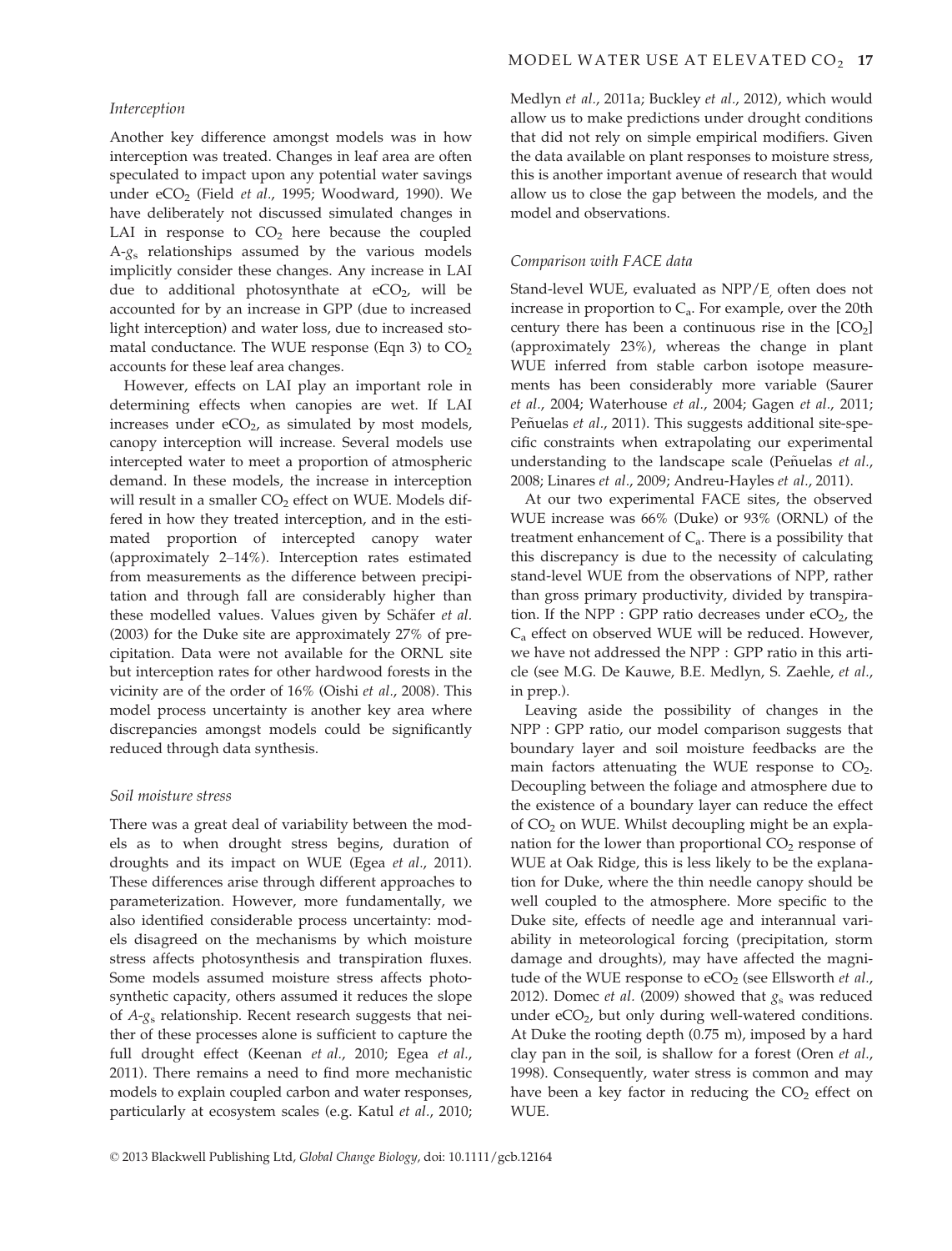### Interception

Another key difference amongst models was in how interception was treated. Changes in leaf area are often speculated to impact upon any potential water savings under $eCO_2$ (Field *et al.*, 1995; Woodward, 1990). We have deliberately not discussed simulated changes in LAI in response to $CO_2$ here because the coupled A-$g_s$ relationships assumed by the various models implicitly consider these changes. Any increase in LAI due to additional photosynthate at $eCO_2$, will be accounted for by an increase in GPP (due to increased light interception) and water loss, due to increased stomatal conductance. The WUE response (Eqn 3) to $CO_2$ accounts for these leaf area changes.

However, effects on LAI play an important role in determining effects when canopies are wet. If LAI increases under $eCO_2$, as simulated by most models, canopy interception will increase. Several models use intercepted water to meet a proportion of atmospheric demand. In these models, the increase in interception will result in a smaller $CO_2$ effect on WUE. Models differed in how they treated interception, and in the estimated proportion of intercepted canopy water (approximately 2–14%). Interception rates estimated from measurements as the difference between precipitation and through fall are considerably higher than these modelled values. Values given by Schäfer *et al.* (2003) for the Duke site are approximately 27% of precipitation. Data were not available for the ORNL site but interception rates for other hardwood forests in the vicinity are of the order of 16% (Oishi *et al.*, 2008). This model process uncertainty is another key area where discrepancies amongst models could be significantly reduced through data synthesis.

### Soil moisture stress

There was a great deal of variability between the models as to when drought stress begins, duration of droughts and its impact on WUE (Egea *et al.*, 2011). These differences arise through different approaches to parameterization. However, more fundamentally, we also identified considerable process uncertainty: models disagreed on the mechanisms by which moisture stress affects photosynthesis and transpiration fluxes. Some models assumed moisture stress affects photosynthetic capacity, others assumed it reduces the slope of $A$-$g_s$ relationship. Recent research suggests that neither of these processes alone is sufficient to capture the full drought effect (Keenan *et al.*, 2010; Egea *et al.*, 2011). There remains a need to find more mechanistic models to explain coupled carbon and water responses, particularly at ecosystem scales (e.g. Katul *et al.*, 2010; Medlyn *et al.*, 2011a; Buckley *et al.*, 2012), which would allow us to make predictions under drought conditions that did not rely on simple empirical modifiers. Given the data available on plant responses to moisture stress, this is another important avenue of research that would allow us to close the gap between the models, and the model and observations.

### Comparison with FACE data

Stand-level WUE, evaluated as NPP/E, often does not increase in proportion to $C_a$. For example, over the 20th century there has been a continuous rise in the $[CO_2]$ (approximately 23%), whereas the change in plant WUE inferred from stable carbon isotope measurements has been considerably more variable (Saurer *et al.*, 2004; Waterhouse *et al.*, 2004; Gagen *et al.*, 2011; Peñuelas *et al.*, 2011). This suggests additional site-specific constraints when extrapolating our experimental understanding to the landscape scale (Peñuelas *et al.*, 2008; Linares *et al.*, 2009; Andreu-Hayles *et al.*, 2011).

At our two experimental FACE sites, the observed WUE increase was 66% (Duke) or 93% (ORNL) of the treatment enhancement of $C_a$. There is a possibility that this discrepancy is due to the necessity of calculating stand-level WUE from the observations of NPP, rather than gross primary productivity, divided by transpiration. If the NPP : GPP ratio decreases under $eCO_2$, the $C_a$ effect on observed WUE will be reduced. However, we have not addressed the NPP : GPP ratio in this article (see M.G. De Kauwe, B.E. Medlyn, S. Zaehle, *et al.*, in prep.).

Leaving aside the possibility of changes in the NPP : GPP ratio, our model comparison suggests that boundary layer and soil moisture feedbacks are the main factors attenuating the WUE response to $CO_2$. Decoupling between the foliage and atmosphere due to the existence of a boundary layer can reduce the effect of $CO_2$ on WUE. Whilst decoupling might be an explanation for the lower than proportional $CO_2$ response of WUE at Oak Ridge, this is less likely to be the explanation for Duke, where the thin needle canopy should be well coupled to the atmosphere. More specific to the Duke site, effects of needle age and interannual variability in meteorological forcing (precipitation, storm damage and droughts), may have affected the magnitude of the WUE response to $eCO_2$ (see Ellsworth *et al.*, 2012). Domec *et al.* (2009) showed that $g_s$ was reduced under $eCO_2$, but only during well-watered conditions. At Duke the rooting depth (0.75 m), imposed by a hard clay pan in the soil, is shallow for a forest (Oren *et al.*, 1998). Consequently, water stress is common and may have been a key factor in reducing the $CO_2$ effect on WUE.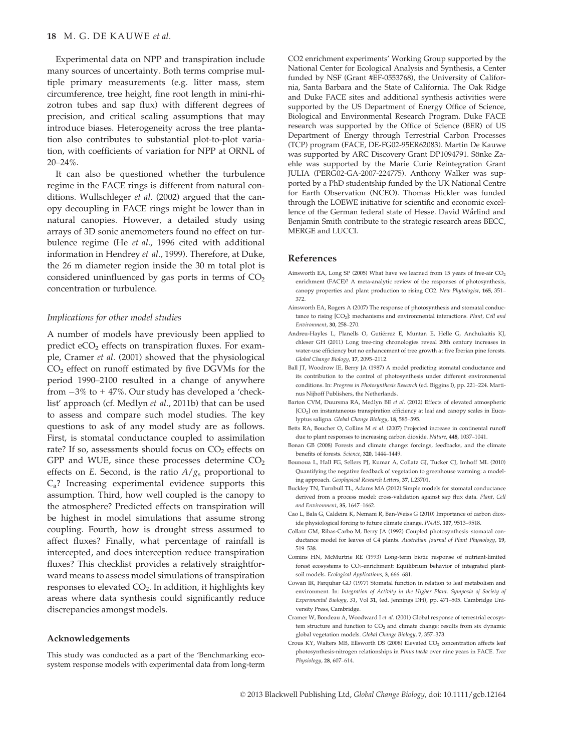Experimental data on NPP and transpiration include many sources of uncertainty. Both terms comprise multiple primary measurements (e.g. litter mass, stem circumference, tree height, fine root length in mini-rhizotron tubes and sap flux) with different degrees of precision, and critical scaling assumptions that may introduce biases. Heterogeneity across the tree plantation also contributes to substantial plot-to-plot variation, with coefficients of variation for NPP at ORNL of 20–24%.

It can also be questioned whether the turbulence regime in the FACE rings is different from natural conditions. Wullschleger *et al.* (2002) argued that the canopy decoupling in FACE rings might be lower than in natural canopies. However, a detailed study using arrays of 3D sonic anemometers found no effect on turbulence regime (He *et al.*, 1996 cited with additional information in Hendrey *et al.*, 1999). Therefore, at Duke, the 26 m diameter region inside the 30 m total plot is considered uninfluenced by gas ports in terms of $CO_2$ concentration or turbulence.

### *Implications for other model studies*

A number of models have previously been applied to predict $eCO_2$ effects on transpiration fluxes. For example, Cramer *et al.* (2001) showed that the physiological $CO_2$ effect on runoff estimated by five DGVMs for the period 1990–2100 resulted in a change of anywhere from −3% to + 47%. Our study has developed a 'checklist' approach (cf. Medlyn *et al.*, 2011b) that can be used to assess and compare such model studies. The key questions to ask of any model study are as follows. First, is stomatal conductance coupled to assimilation rate? If so, assessments should focus on $CO_2$ effects on GPP and WUE, since these processes determine $CO_2$ effects on *E*. Second, is the ratio $A/g_s$ proportional to $C_a$? Increasing experimental evidence supports this assumption. Third, how well coupled is the canopy to the atmosphere? Predicted effects on transpiration will be highest in model simulations that assume strong coupling. Fourth, how is drought stress assumed to affect fluxes? Finally, what percentage of rainfall is intercepted, and does interception reduce transpiration fluxes? This checklist provides a relatively straightforward means to assess model simulations of transpiration responses to elevated $CO_2$. In addition, it highlights key areas where data synthesis could significantly reduce discrepancies amongst models.

## Acknowledgements

This study was conducted as a part of the 'Benchmarking ecosystem response models with experimental data from long-term CO2 enrichment experiments' Working Group supported by the National Center for Ecological Analysis and Synthesis, a Center funded by NSF (Grant #EF-0553768), the University of California, Santa Barbara and the State of California. The Oak Ridge and Duke FACE sites and additional synthesis activities were supported by the US Department of Energy Office of Science, Biological and Environmental Research Program. Duke FACE research was supported by the Office of Science (BER) of US Department of Energy through Terrestrial Carbon Processes (TCP) program (FACE, DE-FG02-95ER62083). Martin De Kauwe was supported by ARC Discovery Grant DP1094791. Sönke Zaehle was supported by the Marie Curie Reintegration Grant JULIA (PERG02-GA-2007-224775). Anthony Walker was supported by a PhD studentship funded by the UK National Centre for Earth Observation (NCEO). Thomas Hickler was funded through the LOEWE initiative for scientific and economic excellence of the German federal state of Hesse. David Wårlind and Benjamin Smith contribute to the strategic research areas BECC, MERGE and LUCCI.

## References

Ainsworth EA, Long SP (2005) What have we learned from 15 years of free-air $CO_2$ enrichment (FACE)? A meta-analytic review of the responses of photosynthesis, canopy properties and plant production to rising CO2. *New Phytologist*, **165**, 351–372.

Ainsworth EA, Rogers A (2007) The response of photosynthesis and stomatal conductance to rising [$CO_2$]: mechanisms and environmental interactions. *Plant, Cell and Environment*, **30**, 258–270.

Andreu-Hayles L, Planells O, Gutiérrez E, Muntan E, Helle G, Anchukaitis KJ, chleser GH (2011) Long tree-ring chronologies reveal 20th century increases in water-use efficiency but no enhancement of tree growth at five Iberian pine forests. *Global Change Biology*, **17**, 2095–2112.

Ball JT, Woodrow IE, Berry JA (1987) A model predicting stomatal conductance and its contribution to the control of photosynthesis under different environmental conditions. In: *Progress in Photosynthesis Research* (ed. Biggins I), pp. 221–224. Martinus Nijhoff Publishers, the Netherlands.

Barton CVM, Duursma RA, Medlyn BE *et al.* (2012) Effects of elevated atmospheric [$CO_2$] on instantaneous transpiration efficiency at leaf and canopy scales in Eucalyptus saligna. *Global Change Biology*, **18**, 585–595.

Betts RA, Boucher O, Collins M *et al.* (2007) Projected increase in continental runoff due to plant responses to increasing carbon dioxide. *Nature*, **448**, 1037–1041.

Bonan GB (2008) Forests and climate change: forcings, feedbacks, and the climate benefits of forests. *Science*, **320**, 1444–1449.

Bounoua L, Hall FG, Sellers PJ, Kumar A, Collatz GJ, Tucker CJ, Imhoff ML (2010) Quantifying the negative feedback of vegetation to greenhouse warming: a modeling approach. *Geophysical Research Letters*, **37**, L23701.

Buckley TN, Turnbull TL, Adams MA (2012) Simple models for stomatal conductance derived from a process model: cross-validation against sap flux data. *Plant, Cell and Environment*, **35**, 1647–1662.

Cao L, Bala G, Caldeira K, Nemani R, Ban-Weiss G (2010) Importance of carbon dioxide physiological forcing to future climate change. *PNAS*, **107**, 9513–9518.

Collatz GM, Ribas-Carbo M, Berry JA (1992) Coupled photosynthesis–stomatal conductance model for leaves of C4 plants. *Australian Journal of Plant Physiology*, **19**, 519–538.

Comins HN, McMurtrie RE (1993) Long-term biotic response of nutrient-limited forest ecosystems to $CO_2$-enrichment: Equilibrium behavior of integrated plant-soil models. *Ecological Applications*, **3**, 666–681.

Cowan IR, Farquhar GD (1977) Stomatal function in relation to leaf metabolism and environment. In: *Integration of Activity in the Higher Plant. Symposia of Society of Experimental Biology, 31*, Vol **31**, (ed. Jennings DH), pp. 471–505. Cambridge University Press, Cambridge.

Cramer W, Bondeau A, Woodward I *et al.* (2001) Global response of terrestrial ecosystem structure and function to $CO_2$ and climate change: results from six dynamic global vegetation models. *Global Change Biology*, **7**, 357–373.

Crous KY, Walters MB, Ellsworth DS (2008) Elevated $CO_2$ concentration affects leaf photosynthesis-nitrogen relationships in *Pinus taeda* over nine years in FACE. *Tree Physiology*, **28**, 607–614.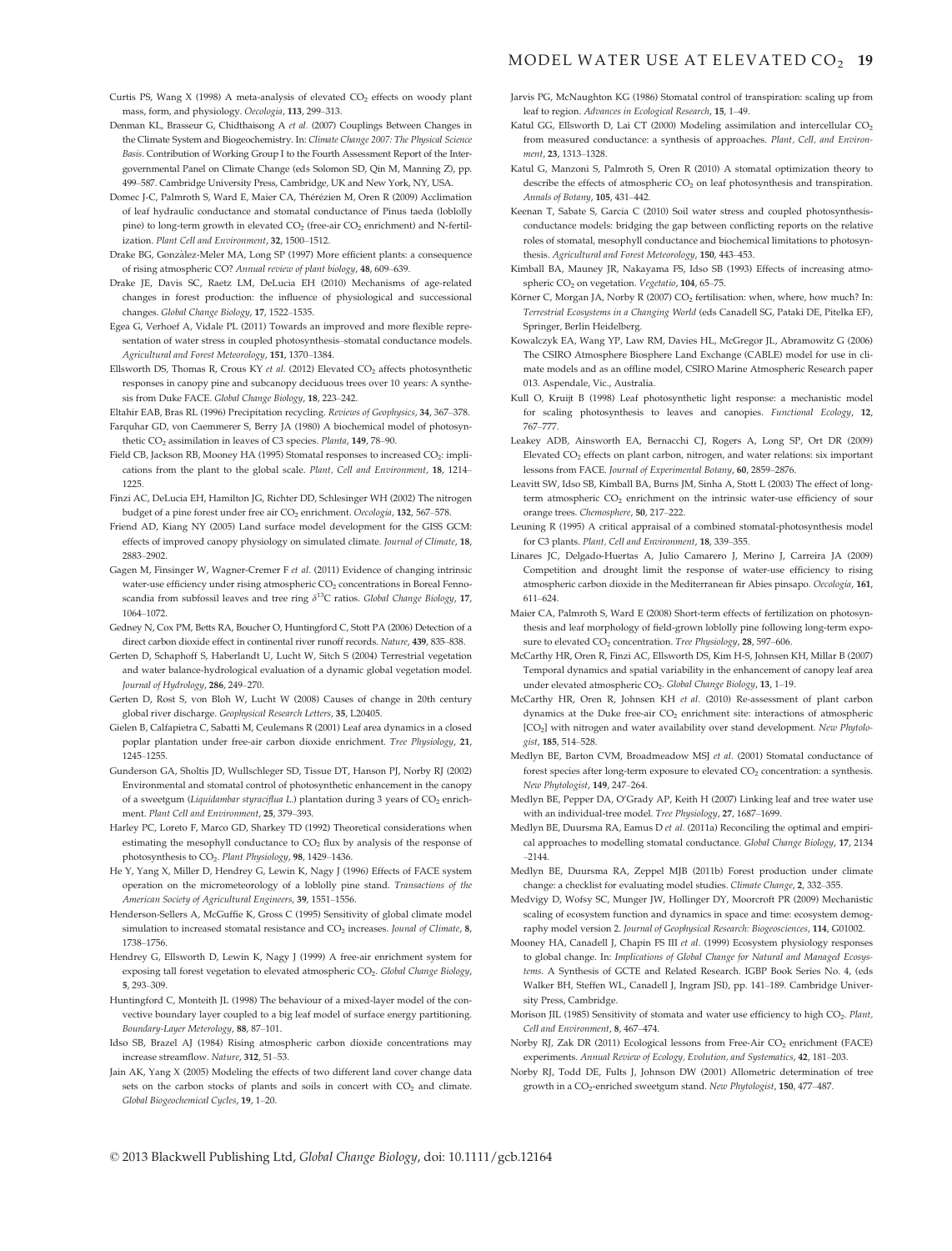Curtis PS, Wang X (1998) A meta-analysis of elevated $CO_2$ effects on woody plant mass, form, and physiology. *Oecologia*, **113**, 299–313.

Denman KL, Brasseur G, Chidthaisong A *et al.* (2007) Couplings Between Changes in the Climate System and Biogeochemistry. In: *Climate Change 2007: The Physical Science Basis*. Contribution of Working Group I to the Fourth Assessment Report of the Intergovernmental Panel on Climate Change (eds Solomon SD, Qin M, Manning Z), pp. 499–587. Cambridge University Press, Cambridge, UK and New York, NY, USA.

Domec J-C, Palmroth S, Ward E, Maier CA, Thérézien M, Oren R (2009) Acclimation of leaf hydraulic conductance and stomatal conductance of Pinus taeda (loblolly pine) to long-term growth in elevated $CO_2$ (free-air $CO_2$ enrichment) and N-fertilization. *Plant Cell and Environment*, **32**, 1500–1512.

Drake BG, Gonzàlez-Meler MA, Long SP (1997) More efficient plants: a consequence of rising atmospheric CO? *Annual review of plant biology*, **48**, 609–639.

Drake JE, Davis SC, Raetz LM, DeLucia EH (2010) Mechanisms of age-related changes in forest production: the influence of physiological and successional changes. *Global Change Biology*, **17**, 1522–1535.

Egea G, Verhoef A, Vidale PL (2011) Towards an improved and more flexible representation of water stress in coupled photosynthesis–stomatal conductance models. *Agricultural and Forest Meteorology*, **151**, 1370–1384.

Ellsworth DS, Thomas R, Crous KY *et al.* (2012) Elevated $CO_2$ affects photosynthetic responses in canopy pine and subcanopy deciduous trees over 10 years: A synthesis from Duke FACE. *Global Change Biology*, **18**, 223–242.

Eltahir EAB, Bras RL (1996) Precipitation recycling. *Reviews of Geophysics*, **34**, 367–378.

Farquhar GD, von Caemmerer S, Berry JA (1980) A biochemical model of photosynthetic $CO_2$ assimilation in leaves of C3 species. *Planta*, **149**, 78–90.

Field CB, Jackson RB, Mooney HA (1995) Stomatal responses to increased $CO_2$: implications from the plant to the global scale. *Plant, Cell and Environment*, **18**, 1214–1225.

Finzi AC, DeLucia EH, Hamilton JG, Richter DD, Schlesinger WH (2002) The nitrogen budget of a pine forest under free air $CO_2$ enrichment. *Oecologia*, **132**, 567–578.

Friend AD, Kiang NY (2005) Land surface model development for the GISS GCM: effects of improved canopy physiology on simulated climate. *Journal of Climate*, **18**, 2883–2902.

Gagen M, Finsinger W, Wagner-Cremer F *et al.* (2011) Evidence of changing intrinsic water-use efficiency under rising atmospheric $CO_2$ concentrations in Boreal Fennoscandia from subfossil leaves and tree ring $\delta^{13}C$ ratios. *Global Change Biology*, **17**, 1064–1072.

Gedney N, Cox PM, Betts RA, Boucher O, Huntingford C, Stott PA (2006) Detection of a direct carbon dioxide effect in continental river runoff records. *Nature*, **439**, 835–838.

Gerten D, Schaphoff S, Haberlandt U, Lucht W, Sitch S (2004) Terrestrial vegetation and water balance-hydrological evaluation of a dynamic global vegetation model. *Journal of Hydrology*, **286**, 249–270.

Gerten D, Rost S, von Bloh W, Lucht W (2008) Causes of change in 20th century global river discharge. *Geophysical Research Letters*, **35**, L20405.

Gielen B, Calfapietra C, Sabatti M, Ceulemans R (2001) Leaf area dynamics in a closed poplar plantation under free-air carbon dioxide enrichment. *Tree Physiology*, **21**, 1245–1255.

Gunderson GA, Sholtis JD, Wullschleger SD, Tissue DT, Hanson PJ, Norby RJ (2002) Environmental and stomatal control of photosynthetic enhancement in the canopy of a sweetgum (*Liquidambar styraciflua L.*) plantation during 3 years of $CO_2$ enrichment. *Plant Cell and Environment*, **25**, 379–393.

Harley PC, Loreto F, Marco GD, Sharkey TD (1992) Theoretical considerations when estimating the mesophyll conductance to $CO_2$ flux by analysis of the response of photosynthesis to $CO_2$. *Plant Physiology*, **98**, 1429–1436.

He Y, Yang X, Miller D, Hendrey G, Lewin K, Nagy J (1996) Effects of FACE system operation on the micrometeorology of a loblolly pine stand. *Transactions of the American Society of Agricultural Engineers*, **39**, 1551–1556.

Henderson-Sellers A, McGuffie K, Gross C (1995) Sensitivity of global climate model simulation to increased stomatal resistance and $CO_2$ increases. *Jounal of Climate*, **8**, 1738–1756.

Hendrey G, Ellsworth D, Lewin K, Nagy J (1999) A free-air enrichment system for exposing tall forest vegetation to elevated atmospheric $CO_2$. *Global Change Biology*, **5**, 293–309.

Huntingford C, Monteith JL (1998) The behaviour of a mixed-layer model of the convective boundary layer coupled to a big leaf model of surface energy partitioning. *Boundary-Layer Meterology*, **88**, 87–101.

Idso SB, Brazel AJ (1984) Rising atmospheric carbon dioxide concentrations may increase streamflow. *Nature*, **312**, 51–53.

Jain AK, Yang X (2005) Modeling the effects of two different land cover change data sets on the carbon stocks of plants and soils in concert with $CO_2$ and climate. *Global Biogeochemical Cycles*, **19**, 1–20.

Jarvis PG, McNaughton KG (1986) Stomatal control of transpiration: scaling up from leaf to region. *Advances in Ecological Research*, **15**, 1–49.

Katul GG, Ellsworth D, Lai CT (2000) Modeling assimilation and intercellular $CO_2$ from measured conductance: a synthesis of approaches. *Plant, Cell, and Environment*, **23**, 1313–1328.

Katul G, Manzoni S, Palmroth S, Oren R (2010) A stomatal optimization theory to describe the effects of atmospheric $CO_2$ on leaf photosynthesis and transpiration. *Annals of Botany*, **105**, 431–442.

Keenan T, Sabate S, Garcia C (2010) Soil water stress and coupled photosynthesis-conductance models: bridging the gap between conflicting reports on the relative roles of stomatal, mesophyll conductance and biochemical limitations to photosynthesis. *Agricultural and Forest Meteorology*, **150**, 443–453.

Kimball BA, Mauney JR, Nakayama FS, Idso SB (1993) Effects of increasing atmospheric $CO_2$ on vegetation. *Vegetatio*, **104**, 65–75.

Körner C, Morgan JA, Norby R (2007) $CO_2$ fertilisation: when, where, how much? In: *Terrestrial Ecosystems in a Changing World* (eds Canadell SG, Pataki DE, Pitelka EF), Springer, Berlin Heidelberg.

Kowalczyk EA, Wang YP, Law RM, Davies HL, McGregor JL, Abramowitz G (2006) The CSIRO Atmosphere Biosphere Land Exchange (CABLE) model for use in climate models and as an offline model, CSIRO Marine Atmospheric Research paper 013. Aspendale, Vic., Australia.

Kull O, Kruijt B (1998) Leaf photosynthetic light response: a mechanistic model for scaling photosynthesis to leaves and canopies. *Functional Ecology*, **12**, 767–777.

Leakey ADB, Ainsworth EA, Bernacchi CJ, Rogers A, Long SP, Ort DR (2009) Elevated $CO_2$ effects on plant carbon, nitrogen, and water relations: six important lessons from FACE. *Journal of Experimental Botany*, **60**, 2859–2876.

Leavitt SW, Idso SB, Kimball BA, Burns JM, Sinha A, Stott L (2003) The effect of long-term atmospheric $CO_2$ enrichment on the intrinsic water-use efficiency of sour orange trees. *Chemosphere*, **50**, 217–222.

Leuning R (1995) A critical appraisal of a combined stomatal-photosynthesis model for C3 plants. *Plant, Cell and Environment*, **18**, 339–355.

Linares JC, Delgado-Huertas A, Julio Camarero J, Merino J, Carreira JA (2009) Competition and drought limit the response of water-use efficiency to rising atmospheric carbon dioxide in the Mediterranean fir Abies pinsapo. *Oecologia*, **161**, 611–624.

Maier CA, Palmroth S, Ward E (2008) Short-term effects of fertilization on photosynthesis and leaf morphology of field-grown loblolly pine following long-term exposure to elevated $CO_2$ concentration. *Tree Physiology*, **28**, 597–606.

McCarthy HR, Oren R, Finzi AC, Ellsworth DS, Kim H-S, Johnsen KH, Millar B (2007) Temporal dynamics and spatial variability in the enhancement of canopy leaf area under elevated atmospheric $CO_2$. *Global Change Biology*, **13**, 1–19.

McCarthy HR, Oren R, Johnsen KH *et al.* (2010) Re-assessment of plant carbon dynamics at the Duke free-air $CO_2$ enrichment site: interactions of atmospheric [$CO_2$] with nitrogen and water availability over stand development. *New Phytologist*, **185**, 514–528.

Medlyn BE, Barton CVM, Broadmeadow MSJ *et al.* (2001) Stomatal conductance of forest species after long-term exposure to elevated $CO_2$ concentration: a synthesis. *New Phytologist*, **149**, 247–264.

Medlyn BE, Pepper DA, O'Grady AP, Keith H (2007) Linking leaf and tree water use with an individual-tree model. *Tree Physiology*, **27**, 1687–1699.

Medlyn BE, Duursma RA, Eamus D *et al.* (2011a) Reconciling the optimal and empirical approaches to modelling stomatal conductance. *Global Change Biology*, **17**, 2134–2144.

Medlyn BE, Duursma RA, Zeppel MJB (2011b) Forest production under climate change: a checklist for evaluating model studies. *Climate Change*, **2**, 332–355.

Medvigy D, Wofsy SC, Munger JW, Hollinger DY, Moorcroft PR (2009) Mechanistic scaling of ecosystem function and dynamics in space and time: ecosystem demography model version 2. *Journal of Geophysical Research: Biogeosciences*, **114**, G01002.

Mooney HA, Canadell J, Chapin FS III *et al.* (1999) Ecosystem physiology responses to global change. In: *Implications of Global Change for Natural and Managed Ecosystems*. A Synthesis of GCTE and Related Research. IGBP Book Series No. 4, (eds Walker BH, Steffen WL, Canadell J, Ingram JSI), pp. 141–189. Cambridge University Press, Cambridge.

Morison JIL (1985) Sensitivity of stomata and water use efficiency to high $CO_2$. *Plant, Cell and Environment*, **8**, 467–474.

Norby RJ, Zak DR (2011) Ecological lessons from Free-Air $CO_2$ enrichment (FACE) experiments. *Annual Review of Ecology, Evolution, and Systematics*, **42**, 181–203.

Norby RJ, Todd DE, Fults J, Johnson DW (2001) Allometric determination of tree growth in a $CO_2$-enriched sweetgum stand. *New Phytologist*, **150**, 477–487.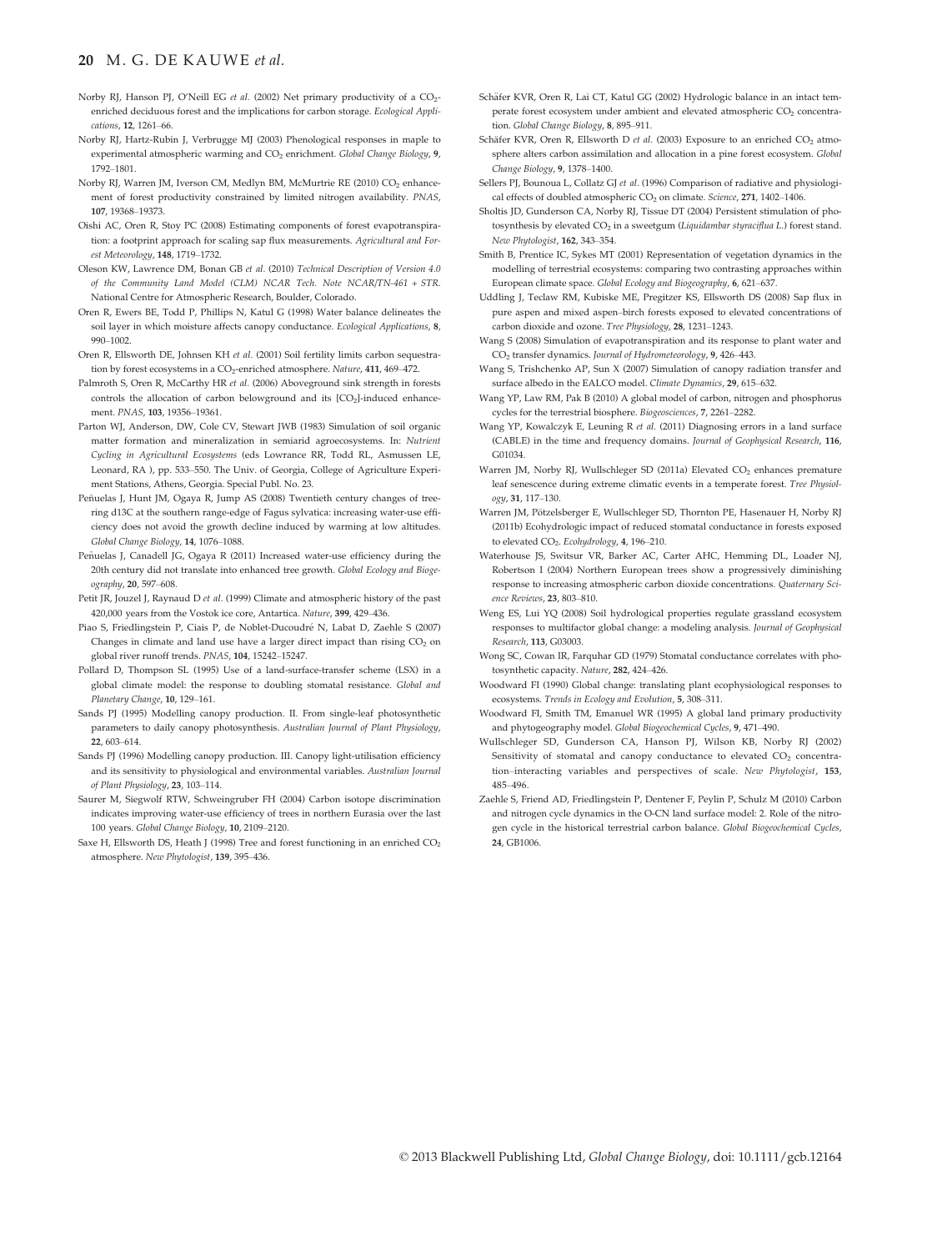Norby RJ, Hanson PJ, O'Neill EG *et al.* (2002) Net primary productivity of a $CO_2$-enriched deciduous forest and the implications for carbon storage. *Ecological Applications*, **12**, 1261–66.

Norby RJ, Hartz-Rubin J, Verbrugge MJ (2003) Phenological responses in maple to experimental atmospheric warming and $CO_2$ enrichment. *Global Change Biology*, **9**, 1792–1801.

Norby RJ, Warren JM, Iverson CM, Medlyn BM, McMurtrie RE (2010) $CO_2$ enhancement of forest productivity constrained by limited nitrogen availability. *PNAS*, **107**, 19368–19373.

Oishi AC, Oren R, Stoy PC (2008) Estimating components of forest evapotranspiration: a footprint approach for scaling sap flux measurements. *Agricultural and Forest Meteorology*, **148**, 1719–1732.

Oleson KW, Lawrence DM, Bonan GB *et al.* (2010) *Technical Description of Version 4.0 of the Community Land Model (CLM) NCAR Tech. Note NCAR/TN-461 + STR.* National Centre for Atmospheric Research, Boulder, Colorado.

Oren R, Ewers BE, Todd P, Phillips N, Katul G (1998) Water balance delineates the soil layer in which moisture affects canopy conductance. *Ecological Applications*, **8**, 990–1002.

Oren R, Ellsworth DE, Johnsen KH *et al.* (2001) Soil fertility limits carbon sequestration by forest ecosystems in a $CO_2$-enriched atmosphere. *Nature*, **411**, 469–472.

Palmroth S, Oren R, McCarthy HR *et al.* (2006) Aboveground sink strength in forests controls the allocation of carbon belowground and its [$CO_2$]-induced enhancement. *PNAS*, **103**, 19356–19361.

Parton WJ, Anderson, DW, Cole CV, Stewart JWB (1983) Simulation of soil organic matter formation and mineralization in semiarid agroecosystems. In: *Nutrient Cycling in Agricultural Ecosystems* (eds Lowrance RR, Todd RL, Asmussen LE, Leonard, RA ), pp. 533–550. The Univ. of Georgia, College of Agriculture Experiment Stations, Athens, Georgia. Special Publ. No. 23.

Peñuelas J, Hunt JM, Ogaya R, Jump AS (2008) Twentieth century changes of tree-ring d13C at the southern range-edge of Fagus sylvatica: increasing water-use efficiency does not avoid the growth decline induced by warming at low altitudes. *Global Change Biology*, **14**, 1076–1088.

Peñuelas J, Canadell JG, Ogaya R (2011) Increased water-use efficiency during the 20th century did not translate into enhanced tree growth. *Global Ecology and Biogeography*, **20**, 597–608.

Petit JR, Jouzel J, Raynaud D *et al.* (1999) Climate and atmospheric history of the past 420,000 years from the Vostok ice core, Antartica. *Nature*, **399**, 429–436.

Piao S, Friedlingstein P, Ciais P, de Noblet-Ducoudré N, Labat D, Zaehle S (2007) Changes in climate and land use have a larger direct impact than rising $CO_2$ on global river runoff trends. *PNAS*, **104**, 15242–15247.

Pollard D, Thompson SL (1995) Use of a land-surface-transfer scheme (LSX) in a global climate model: the response to doubling stomatal resistance. *Global and Planetary Change*, **10**, 129–161.

Sands PJ (1995) Modelling canopy production. II. From single-leaf photosynthetic parameters to daily canopy photosynthesis. *Australian Journal of Plant Physiology*, **22**, 603–614.

Sands PJ (1996) Modelling canopy production. III. Canopy light-utilisation efficiency and its sensitivity to physiological and environmental variables. *Australian Journal of Plant Physiology*, **23**, 103–114.

Saurer M, Siegwolf RTW, Schweingruber FH (2004) Carbon isotope discrimination indicates improving water-use efficiency of trees in northern Eurasia over the last 100 years. *Global Change Biology*, **10**, 2109–2120.

Saxe H, Ellsworth DS, Heath J (1998) Tree and forest functioning in an enriched $CO_2$ atmosphere. *New Phytologist*, **139**, 395–436.

Schäfer KVR, Oren R, Lai CT, Katul GG (2002) Hydrologic balance in an intact temperate forest ecosystem under ambient and elevated atmospheric $CO_2$ concentration. *Global Change Biology*, **8**, 895–911.

Schäfer KVR, Oren R, Ellsworth D *et al.* (2003) Exposure to an enriched $CO_2$ atmosphere alters carbon assimilation and allocation in a pine forest ecosystem. *Global Change Biology*, **9**, 1378–1400.

Sellers PJ, Bounoua L, Collatz GJ *et al.* (1996) Comparison of radiative and physiological effects of doubled atmospheric $CO_2$ on climate. *Science*, **271**, 1402–1406.

Sholtis JD, Gunderson CA, Norby RJ, Tissue DT (2004) Persistent stimulation of photosynthesis by elevated $CO_2$ in a sweetgum (*Liquidambar styraciflua L.*) forest stand. *New Phytologist*, **162**, 343–354.

Smith B, Prentice IC, Sykes MT (2001) Representation of vegetation dynamics in the modelling of terrestrial ecosystems: comparing two contrasting approaches within European climate space. *Global Ecology and Biogeography*, **6**, 621–637.

Uddling J, Teclaw RM, Kubiske ME, Pregitzer KS, Ellsworth DS (2008) Sap flux in pure aspen and mixed aspen–birch forests exposed to elevated concentrations of carbon dioxide and ozone. *Tree Physiology*, **28**, 1231–1243.

Wang S (2008) Simulation of evapotranspiration and its response to plant water and $CO_2$ transfer dynamics. *Journal of Hydrometeorology*, **9**, 426–443.

Wang S, Trishchenko AP, Sun X (2007) Simulation of canopy radiation transfer and surface albedo in the EALCO model. *Climate Dynamics*, **29**, 615–632.

Wang YP, Law RM, Pak B (2010) A global model of carbon, nitrogen and phosphorus cycles for the terrestrial biosphere. *Biogeosciences*, **7**, 2261–2282.

Wang YP, Kowalczyk E, Leuning R *et al.* (2011) Diagnosing errors in a land surface (CABLE) in the time and frequency domains. *Journal of Geophysical Research*, **116**, G01034.

Warren JM, Norby RJ, Wullschleger SD (2011a) Elevated $CO_2$ enhances premature leaf senescence during extreme climatic events in a temperate forest. *Tree Physiology*, **31**, 117–130.

Warren JM, Pötzelsberger E, Wullschleger SD, Thornton PE, Hasenauer H, Norby RJ (2011b) Ecohydrologic impact of reduced stomatal conductance in forests exposed to elevated $CO_2$. *Ecohydrology*, **4**, 196–210.

Waterhouse JS, Switsur VR, Barker AC, Carter AHC, Hemming DL, Loader NJ, Robertson I (2004) Northern European trees show a progressively diminishing response to increasing atmospheric carbon dioxide concentrations. *Quaternary Science Reviews*, **23**, 803–810.

Weng ES, Lui YQ (2008) Soil hydrological properties regulate grassland ecosystem responses to multifactor global change: a modeling analysis. *Journal of Geophysical Research*, **113**, G03003.

Wong SC, Cowan IR, Farquhar GD (1979) Stomatal conductance correlates with photosynthetic capacity. *Nature*, **282**, 424–426.

Woodward FI (1990) Global change: translating plant ecophysiological responses to ecosystems. *Trends in Ecology and Evolution*, **5**, 308–311.

Woodward FI, Smith TM, Emanuel WR (1995) A global land primary productivity and phytogeography model. *Global Biogeochemical Cycles*, **9**, 471–490.

Wullschleger SD, Gunderson CA, Hanson PJ, Wilson KB, Norby RJ (2002) Sensitivity of stomatal and canopy conductance to elevated $CO_2$ concentration–interacting variables and perspectives of scale. *New Phytologist*, **153**, 485–496.

Zaehle S, Friend AD, Friedlingstein P, Dentener F, Peylin P, Schulz M (2010) Carbon and nitrogen cycle dynamics in the O-CN land surface model: 2. Role of the nitrogen cycle in the historical terrestrial carbon balance. *Global Biogeochemical Cycles*, **24**, GB1006.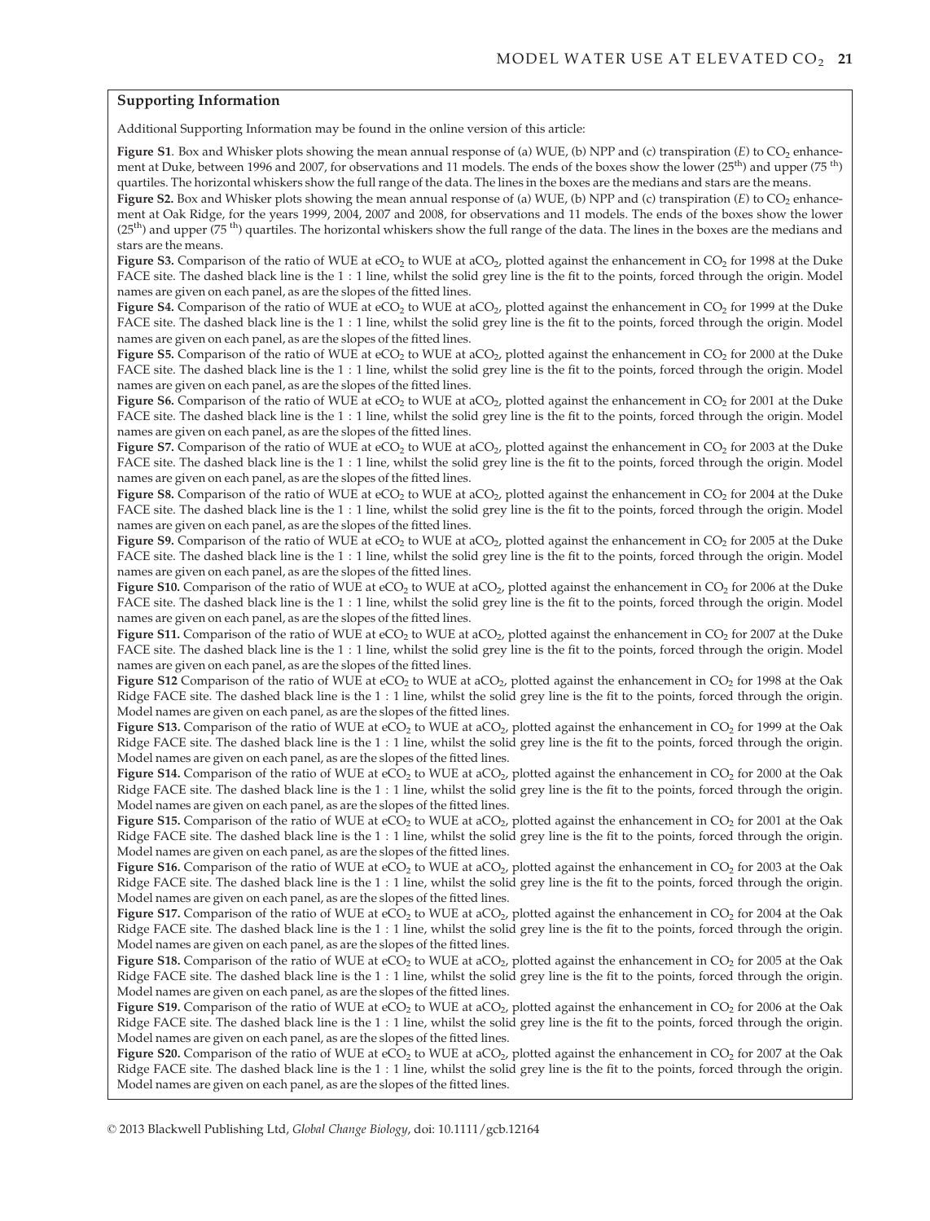## Supporting Information

Additional Supporting Information may be found in the online version of this article:

**Figure S1**. Box and Whisker plots showing the mean annual response of (a) WUE, (b) NPP and (c) transpiration (*E*) to $CO_2$ enhancement at Duke, between 1996 and 2007, for observations and 11 models. The ends of the boxes show the lower ($25^{th}$) and upper ($75^{th}$) quartiles. The horizontal whiskers show the full range of the data. The lines in the boxes are the medians and stars are the means.

**Figure S2.** Box and Whisker plots showing the mean annual response of (a) WUE, (b) NPP and (c) transpiration (*E*) to $CO_2$ enhancement at Oak Ridge, for the years 1999, 2004, 2007 and 2008, for observations and 11 models. The ends of the boxes show the lower ($25^{th}$) and upper ($75^{th}$) quartiles. The horizontal whiskers show the full range of the data. The lines in the boxes are the medians and stars are the means.

**Figure S3.** Comparison of the ratio of WUE at $eCO_2$ to WUE at $aCO_2$, plotted against the enhancement in $CO_2$ for 1998 at the Duke FACE site. The dashed black line is the 1 : 1 line, whilst the solid grey line is the fit to the points, forced through the origin. Model names are given on each panel, as are the slopes of the fitted lines.

**Figure S4.** Comparison of the ratio of WUE at $eCO_2$ to WUE at $aCO_2$, plotted against the enhancement in $CO_2$ for 1999 at the Duke FACE site. The dashed black line is the 1 : 1 line, whilst the solid grey line is the fit to the points, forced through the origin. Model names are given on each panel, as are the slopes of the fitted lines.

**Figure S5.** Comparison of the ratio of WUE at $eCO_2$ to WUE at $aCO_2$, plotted against the enhancement in $CO_2$ for 2000 at the Duke FACE site. The dashed black line is the 1 : 1 line, whilst the solid grey line is the fit to the points, forced through the origin. Model names are given on each panel, as are the slopes of the fitted lines.

**Figure S6.** Comparison of the ratio of WUE at $eCO_2$ to WUE at $aCO_2$, plotted against the enhancement in $CO_2$ for 2001 at the Duke FACE site. The dashed black line is the 1 : 1 line, whilst the solid grey line is the fit to the points, forced through the origin. Model names are given on each panel, as are the slopes of the fitted lines.

**Figure S7.** Comparison of the ratio of WUE at $eCO_2$ to WUE at $aCO_2$, plotted against the enhancement in $CO_2$ for 2003 at the Duke FACE site. The dashed black line is the 1 : 1 line, whilst the solid grey line is the fit to the points, forced through the origin. Model names are given on each panel, as are the slopes of the fitted lines.

**Figure S8.** Comparison of the ratio of WUE at $eCO_2$ to WUE at $aCO_2$, plotted against the enhancement in $CO_2$ for 2004 at the Duke FACE site. The dashed black line is the 1 : 1 line, whilst the solid grey line is the fit to the points, forced through the origin. Model names are given on each panel, as are the slopes of the fitted lines.

**Figure S9.** Comparison of the ratio of WUE at $eCO_2$ to WUE at $aCO_2$, plotted against the enhancement in $CO_2$ for 2005 at the Duke FACE site. The dashed black line is the 1 : 1 line, whilst the solid grey line is the fit to the points, forced through the origin. Model names are given on each panel, as are the slopes of the fitted lines.

**Figure S10.** Comparison of the ratio of WUE at $eCO_2$ to WUE at $aCO_2$, plotted against the enhancement in $CO_2$ for 2006 at the Duke FACE site. The dashed black line is the 1 : 1 line, whilst the solid grey line is the fit to the points, forced through the origin. Model names are given on each panel, as are the slopes of the fitted lines.

**Figure S11.** Comparison of the ratio of WUE at $eCO_2$ to WUE at $aCO_2$, plotted against the enhancement in $CO_2$ for 2007 at the Duke FACE site. The dashed black line is the 1 : 1 line, whilst the solid grey line is the fit to the points, forced through the origin. Model names are given on each panel, as are the slopes of the fitted lines.

**Figure S12** Comparison of the ratio of WUE at $eCO_2$ to WUE at $aCO_2$, plotted against the enhancement in $CO_2$ for 1998 at the Oak Ridge FACE site. The dashed black line is the 1 : 1 line, whilst the solid grey line is the fit to the points, forced through the origin. Model names are given on each panel, as are the slopes of the fitted lines.

**Figure S13.** Comparison of the ratio of WUE at $eCO_2$ to WUE at $aCO_2$, plotted against the enhancement in $CO_2$ for 1999 at the Oak Ridge FACE site. The dashed black line is the 1 : 1 line, whilst the solid grey line is the fit to the points, forced through the origin. Model names are given on each panel, as are the slopes of the fitted lines.

**Figure S14.** Comparison of the ratio of WUE at $eCO_2$ to WUE at $aCO_2$, plotted against the enhancement in $CO_2$ for 2000 at the Oak Ridge FACE site. The dashed black line is the 1 : 1 line, whilst the solid grey line is the fit to the points, forced through the origin. Model names are given on each panel, as are the slopes of the fitted lines.

**Figure S15.** Comparison of the ratio of WUE at $eCO_2$ to WUE at $aCO_2$, plotted against the enhancement in $CO_2$ for 2001 at the Oak Ridge FACE site. The dashed black line is the 1 : 1 line, whilst the solid grey line is the fit to the points, forced through the origin. Model names are given on each panel, as are the slopes of the fitted lines.

**Figure S16.** Comparison of the ratio of WUE at $eCO_2$ to WUE at $aCO_2$, plotted against the enhancement in $CO_2$ for 2003 at the Oak Ridge FACE site. The dashed black line is the 1 : 1 line, whilst the solid grey line is the fit to the points, forced through the origin. Model names are given on each panel, as are the slopes of the fitted lines.

**Figure S17.** Comparison of the ratio of WUE at $eCO_2$ to WUE at $aCO_2$, plotted against the enhancement in $CO_2$ for 2004 at the Oak Ridge FACE site. The dashed black line is the 1 : 1 line, whilst the solid grey line is the fit to the points, forced through the origin. Model names are given on each panel, as are the slopes of the fitted lines.

**Figure S18.** Comparison of the ratio of WUE at $eCO_2$ to WUE at $aCO_2$, plotted against the enhancement in $CO_2$ for 2005 at the Oak Ridge FACE site. The dashed black line is the 1 : 1 line, whilst the solid grey line is the fit to the points, forced through the origin. Model names are given on each panel, as are the slopes of the fitted lines.

**Figure S19.** Comparison of the ratio of WUE at $eCO_2$ to WUE at $aCO_2$, plotted against the enhancement in $CO_2$ for 2006 at the Oak Ridge FACE site. The dashed black line is the 1 : 1 line, whilst the solid grey line is the fit to the points, forced through the origin. Model names are given on each panel, as are the slopes of the fitted lines.

**Figure S20.** Comparison of the ratio of WUE at $eCO_2$ to WUE at $aCO_2$, plotted against the enhancement in $CO_2$ for 2007 at the Oak Ridge FACE site. The dashed black line is the 1 : 1 line, whilst the solid grey line is the fit to the points, forced through the origin. Model names are given on each panel, as are the slopes of the fitted lines.